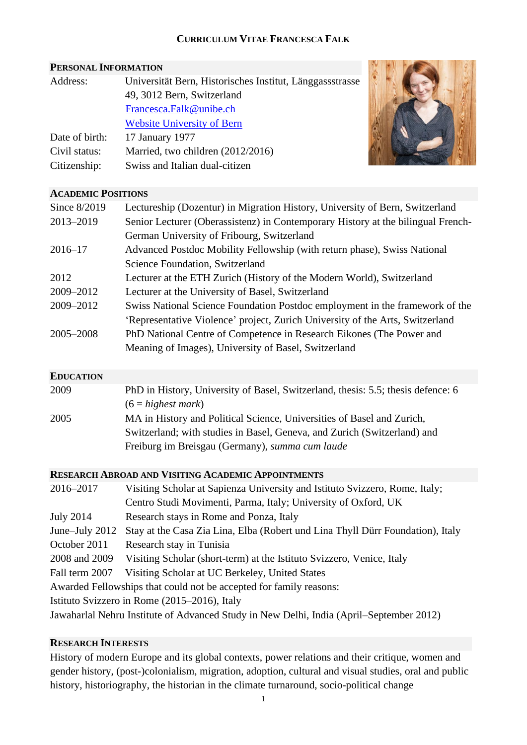# Curriculum Vitae Francesca Falk

## Personal Information

| | |
|---|---|
| Address: | Universität Bern, Historisches Institut, Länggassstrasse 49, 3012 Bern, Switzerland |
| | Francesca.Falk@unibe.ch |
| | Website University of Bern |
| Date of birth: | 17 January 1977 |
| Civil status: | Married, two children (2012/2016) |
| Citizenship: | Swiss and Italian dual-citizen |

## Academic Positions

| | |
|---|---|
| Since 8/2019 | Lectureship (Dozentur) in Migration History, University of Bern, Switzerland |
| 2013–2019 | Senior Lecturer (Oberassistenz) in Contemporary History at the bilingual French-German University of Fribourg, Switzerland |
| 2016–17 | Advanced Postdoc Mobility Fellowship (with return phase), Swiss National Science Foundation, Switzerland |
| 2012 | Lecturer at the ETH Zurich (History of the Modern World), Switzerland |
| 2009–2012 | Lecturer at the University of Basel, Switzerland |
| 2009–2012 | Swiss National Science Foundation Postdoc employment in the framework of the 'Representative Violence' project, Zurich University of the Arts, Switzerland |
| 2005–2008 | PhD National Centre of Competence in Research Eikones (The Power and Meaning of Images), University of Basel, Switzerland |

## Education

| | |
|---|---|
| 2009 | PhD in History, University of Basel, Switzerland, thesis: 5.5; thesis defence: 6 (6 = *highest mark*) |
| 2005 | MA in History and Political Science, Universities of Basel and Zurich, Switzerland; with studies in Basel, Geneva, and Zurich (Switzerland) and Freiburg im Breisgau (Germany), *summa cum laude* |

## Research Abroad and Visiting Academic Appointments

| | |
|---|---|
| 2016–2017 | Visiting Scholar at Sapienza University and Istituto Svizzero, Rome, Italy; Centro Studi Movimenti, Parma, Italy; University of Oxford, UK |
| July 2014 | Research stays in Rome and Ponza, Italy |
| June–July 2012 | Stay at the Casa Zia Lina, Elba (Robert und Lina Thyll Dürr Foundation), Italy |
| October 2011 | Research stay in Tunisia |
| 2008 and 2009 | Visiting Scholar (short-term) at the Istituto Svizzero, Venice, Italy |
| Fall term 2007 | Visiting Scholar at UC Berkeley, United States |

Awarded Fellowships that could not be accepted for family reasons:
Istituto Svizzero in Rome (2015–2016), Italy
Jawaharlal Nehru Institute of Advanced Study in New Delhi, India (April–September 2012)

## Research Interests

History of modern Europe and its global contexts, power relations and their critique, women and gender history, (post-)colonialism, migration, adoption, cultural and visual studies, oral and public history, historiography, the historian in the climate turnaround, socio-political change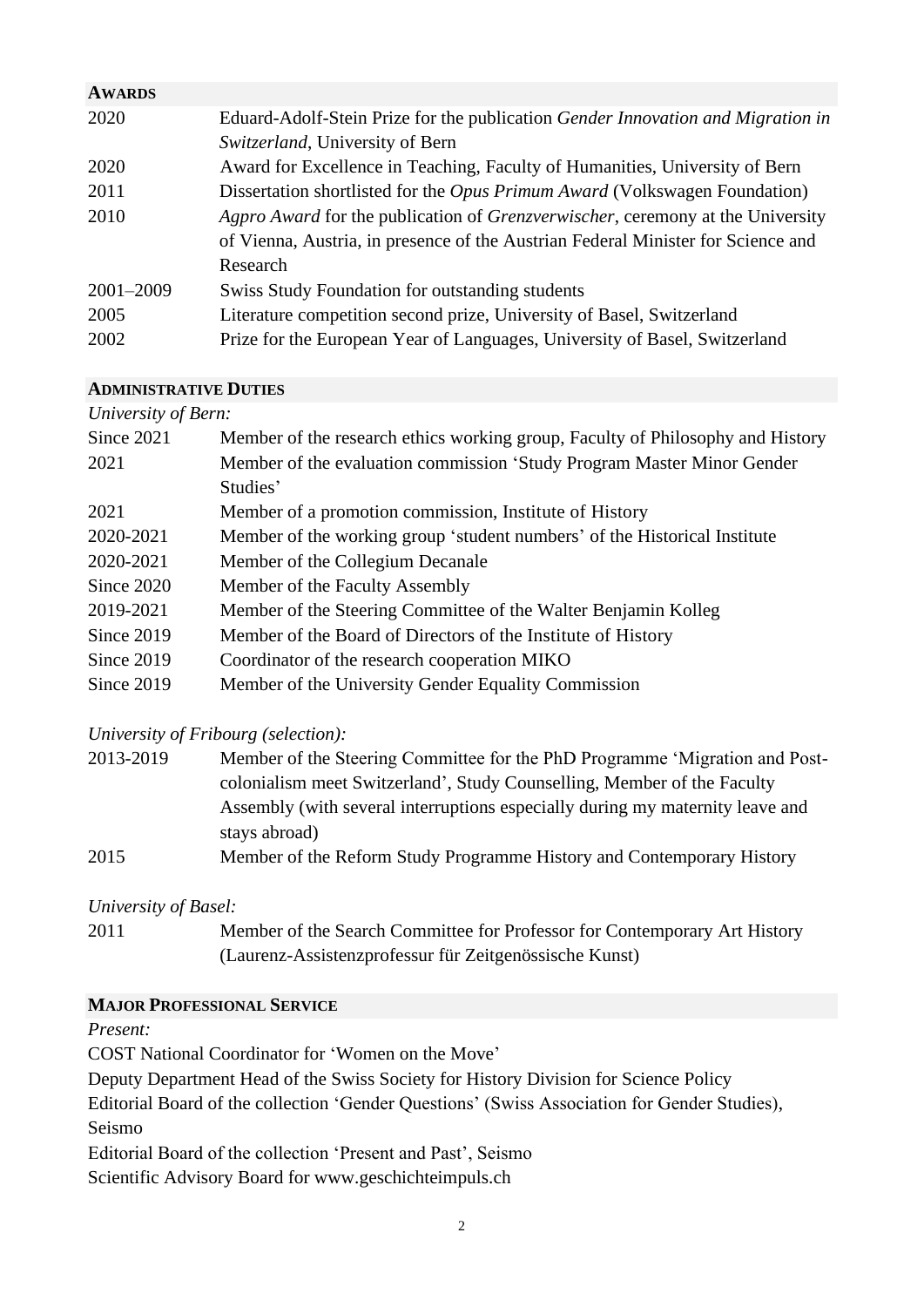## AWARDS

| | |
|---|---|
| 2020 | Eduard-Adolf-Stein Prize for the publication *Gender Innovation and Migration in Switzerland*, University of Bern |
| 2020 | Award for Excellence in Teaching, Faculty of Humanities, University of Bern |
| 2011 | Dissertation shortlisted for the *Opus Primum Award* (Volkswagen Foundation) |
| 2010 | *Agpro Award* for the publication of *Grenzverwischer*, ceremony at the University of Vienna, Austria, in presence of the Austrian Federal Minister for Science and Research |
| 2001–2009 | Swiss Study Foundation for outstanding students |
| 2005 | Literature competition second prize, University of Basel, Switzerland |
| 2002 | Prize for the European Year of Languages, University of Basel, Switzerland |

## ADMINISTRATIVE DUTIES

*University of Bern:*

| | |
|---|---|
| Since 2021 | Member of the research ethics working group, Faculty of Philosophy and History |
| 2021 | Member of the evaluation commission 'Study Program Master Minor Gender Studies' |
| 2021 | Member of a promotion commission, Institute of History |
| 2020-2021 | Member of the working group 'student numbers' of the Historical Institute |
| 2020-2021 | Member of the Collegium Decanale |
| Since 2020 | Member of the Faculty Assembly |
| 2019-2021 | Member of the Steering Committee of the Walter Benjamin Kolleg |
| Since 2019 | Member of the Board of Directors of the Institute of History |
| Since 2019 | Coordinator of the research cooperation MIKO |
| Since 2019 | Member of the University Gender Equality Commission |

*University of Fribourg (selection):*

| | |
|---|---|
| 2013-2019 | Member of the Steering Committee for the PhD Programme 'Migration and Post-colonialism meet Switzerland', Study Counselling, Member of the Faculty Assembly (with several interruptions especially during my maternity leave and stays abroad) |
| 2015 | Member of the Reform Study Programme History and Contemporary History |

*University of Basel:*

| | |
|---|---|
| 2011 | Member of the Search Committee for Professor for Contemporary Art History (Laurenz-Assistenzprofessur für Zeitgenössische Kunst) |

## MAJOR PROFESSIONAL SERVICE

*Present:*

COST National Coordinator for 'Women on the Move'

Deputy Department Head of the Swiss Society for History Division for Science Policy

Editorial Board of the collection 'Gender Questions' (Swiss Association for Gender Studies), Seismo

Editorial Board of the collection 'Present and Past', Seismo

Scientific Advisory Board for www.geschichteimpuls.ch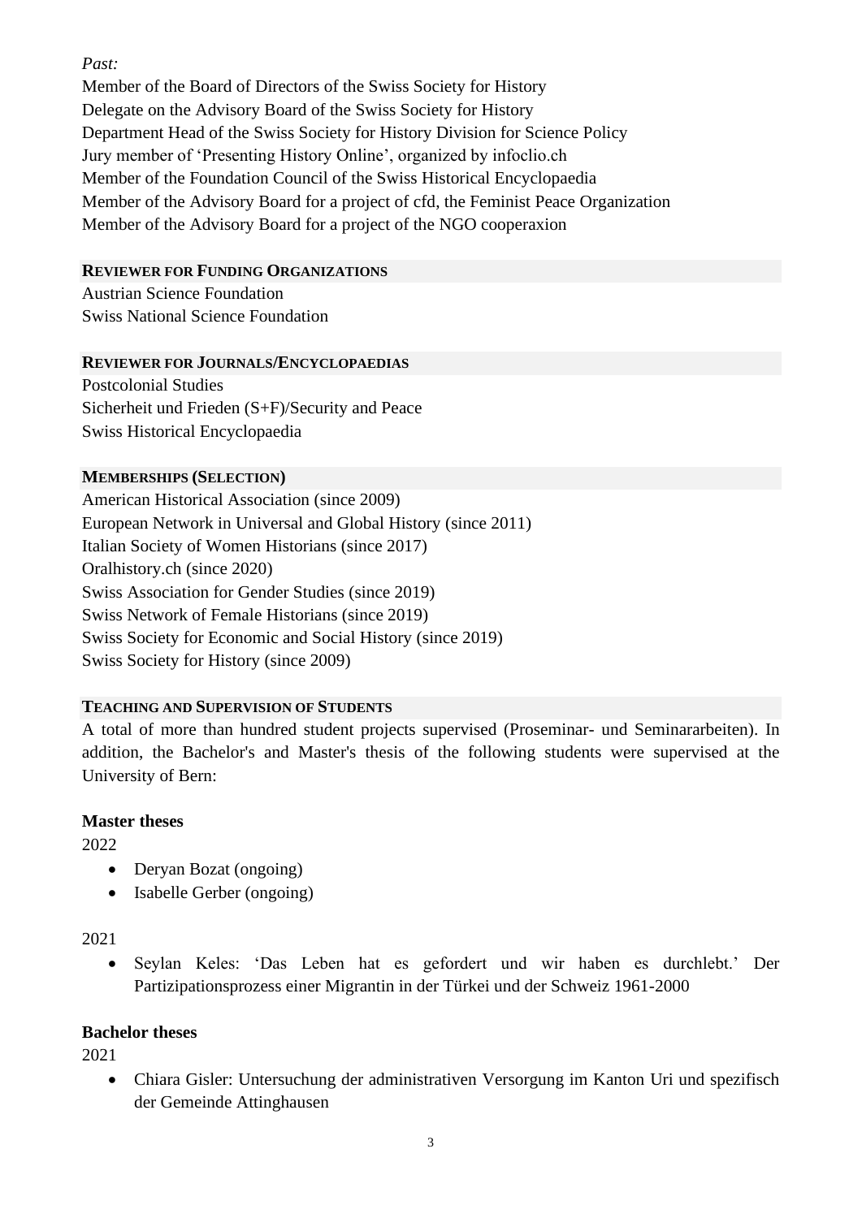*Past:*

Member of the Board of Directors of the Swiss Society for History
Delegate on the Advisory Board of the Swiss Society for History
Department Head of the Swiss Society for History Division for Science Policy
Jury member of 'Presenting History Online', organized by infoclio.ch
Member of the Foundation Council of the Swiss Historical Encyclopaedia
Member of the Advisory Board for a project of cfd, the Feminist Peace Organization
Member of the Advisory Board for a project of the NGO cooperaxion

## Reviewer for Funding Organizations

Austrian Science Foundation
Swiss National Science Foundation

## Reviewer for Journals/Encyclopaedias

Postcolonial Studies
Sicherheit und Frieden (S+F)/Security and Peace
Swiss Historical Encyclopaedia

## Memberships (Selection)

American Historical Association (since 2009)
European Network in Universal and Global History (since 2011)
Italian Society of Women Historians (since 2017)
Oralhistory.ch (since 2020)
Swiss Association for Gender Studies (since 2019)
Swiss Network of Female Historians (since 2019)
Swiss Society for Economic and Social History (since 2019)
Swiss Society for History (since 2009)

## Teaching and Supervision of Students

A total of more than hundred student projects supervised (Proseminar- und Seminararbeiten). In addition, the Bachelor's and Master's thesis of the following students were supervised at the University of Bern:

### Master theses

2022

- Deryan Bozat (ongoing)
- Isabelle Gerber (ongoing)

2021

- Seylan Keles: 'Das Leben hat es gefordert und wir haben es durchlebt.' Der Partizipationsprozess einer Migrantin in der Türkei und der Schweiz 1961-2000

### Bachelor theses

2021

- Chiara Gisler: Untersuchung der administrativen Versorgung im Kanton Uri und spezifisch der Gemeinde Attinghausen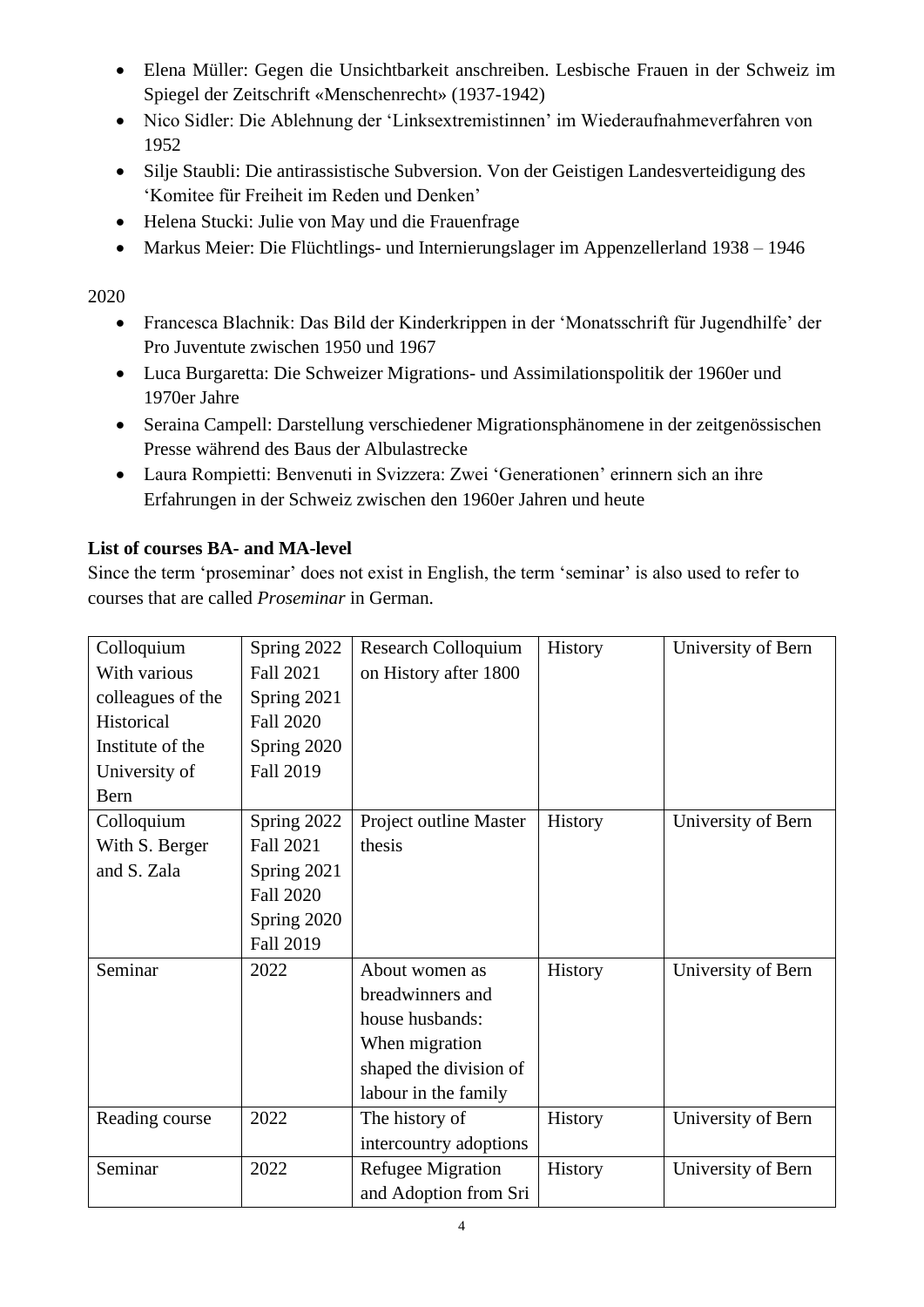- Elena Müller: Gegen die Unsichtbarkeit anschreiben. Lesbische Frauen in der Schweiz im Spiegel der Zeitschrift «Menschenrecht» (1937-1942)
- Nico Sidler: Die Ablehnung der 'Linksextremistinnen' im Wiederaufnahmeverfahren von 1952
- Silje Staubli: Die antirassistische Subversion. Von der Geistigen Landesverteidigung des 'Komitee für Freiheit im Reden und Denken'
- Helena Stucki: Julie von May und die Frauenfrage
- Markus Meier: Die Flüchtlings- und Internierungslager im Appenzellerland 1938 – 1946

2020

- Francesca Blachnik: Das Bild der Kinderkrippen in der 'Monatsschrift für Jugendhilfe' der Pro Juventute zwischen 1950 und 1967
- Luca Burgaretta: Die Schweizer Migrations- und Assimilationspolitik der 1960er und 1970er Jahre
- Seraina Campell: Darstellung verschiedener Migrationsphänomene in der zeitgenössischen Presse während des Baus der Albulastrecke
- Laura Rompietti: Benvenuti in Svizzera: Zwei 'Generationen' erinnern sich an ihre Erfahrungen in der Schweiz zwischen den 1960er Jahren und heute

**List of courses BA- and MA-level**

Since the term 'proseminar' does not exist in English, the term 'seminar' is also used to refer to courses that are called *Proseminar* in German.

| | | | | |
|---|---|---|---|---|
| Colloquium With various colleagues of the Historical Institute of the University of Bern | Spring 2022 Fall 2021 Spring 2021 Fall 2020 Spring 2020 Fall 2019 | Research Colloquium on History after 1800 | History | University of Bern |
| Colloquium With S. Berger and S. Zala | Spring 2022 Fall 2021 Spring 2021 Fall 2020 Spring 2020 Fall 2019 | Project outline Master thesis | History | University of Bern |
| Seminar | 2022 | About women as breadwinners and house husbands: When migration shaped the division of labour in the family | History | University of Bern |
| Reading course | 2022 | The history of intercountry adoptions | History | University of Bern |
| Seminar | 2022 | Refugee Migration and Adoption from Sri | History | University of Bern |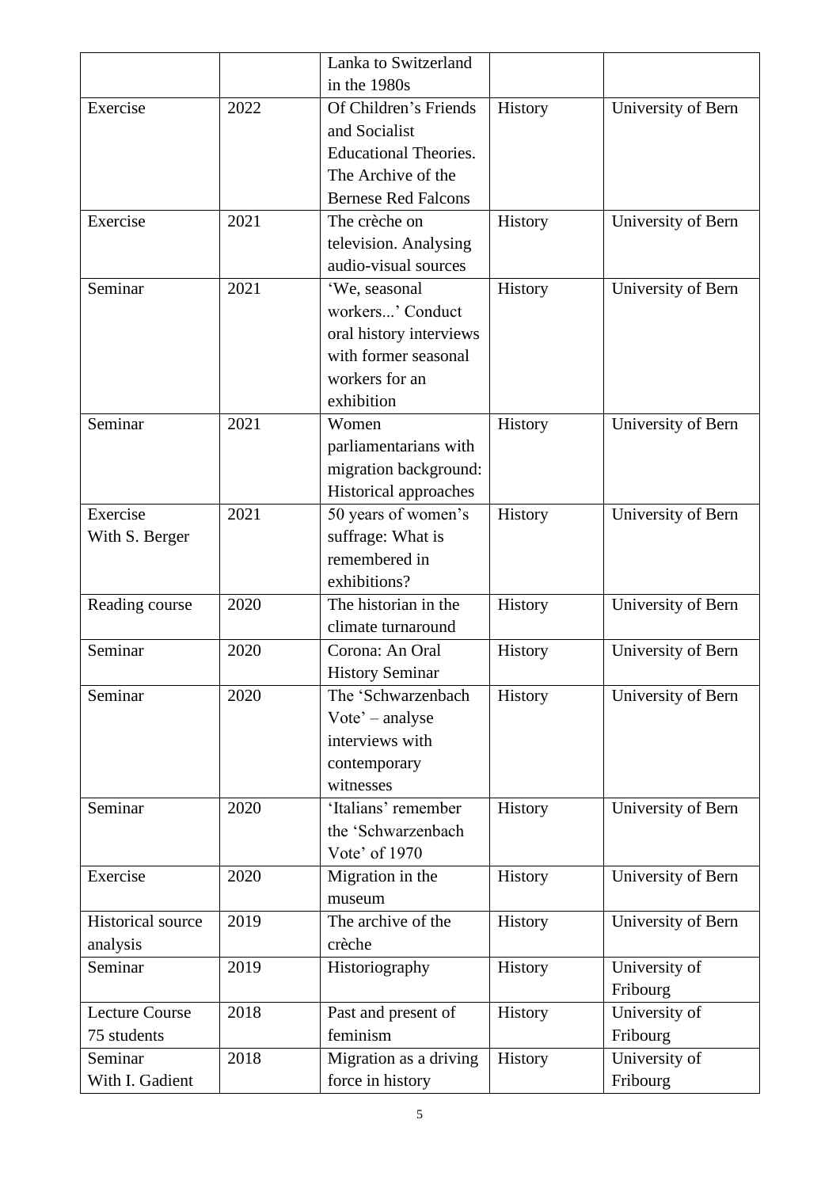| | | Lanka to Switzerland in the 1980s | | |
|---|---|---|---|---|
| Exercise | 2022 | Of Children's Friends and Socialist Educational Theories. The Archive of the Bernese Red Falcons | History | University of Bern |
| Exercise | 2021 | The crèche on television. Analysing audio-visual sources | History | University of Bern |
| Seminar | 2021 | 'We, seasonal workers...' Conduct oral history interviews with former seasonal workers for an exhibition | History | University of Bern |
| Seminar | 2021 | Women parliamentarians with migration background: Historical approaches | History | University of Bern |
| Exercise<br>With S. Berger | 2021 | 50 years of women's suffrage: What is remembered in exhibitions? | History | University of Bern |
| Reading course | 2020 | The historian in the climate turnaround | History | University of Bern |
| Seminar | 2020 | Corona: An Oral History Seminar | History | University of Bern |
| Seminar | 2020 | The 'Schwarzenbach Vote' – analyse interviews with contemporary witnesses | History | University of Bern |
| Seminar | 2020 | 'Italians' remember the 'Schwarzenbach Vote' of 1970 | History | University of Bern |
| Exercise | 2020 | Migration in the museum | History | University of Bern |
| Historical source analysis | 2019 | The archive of the crèche | History | University of Bern |
| Seminar | 2019 | Historiography | History | University of Fribourg |
| Lecture Course<br>75 students | 2018 | Past and present of feminism | History | University of Fribourg |
| Seminar<br>With I. Gadient | 2018 | Migration as a driving force in history | History | University of Fribourg |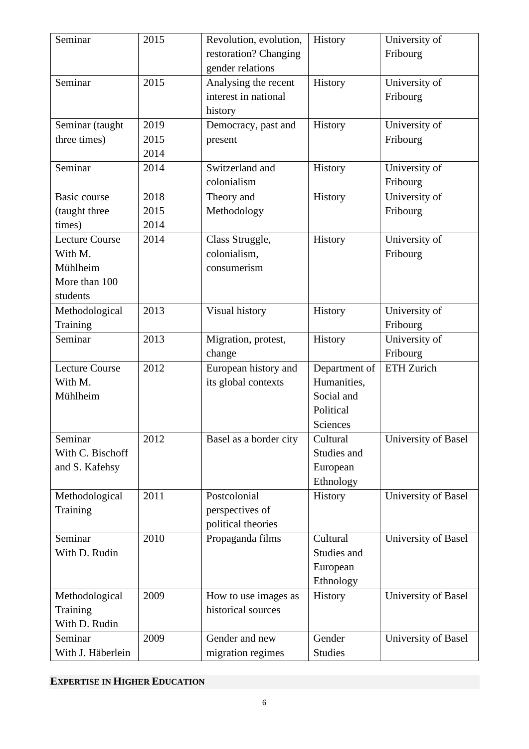| Seminar | 2015 | Revolution, evolution, restoration? Changing gender relations | History | University of Fribourg |
|---|---|---|---|---|
| Seminar | 2015 | Analysing the recent interest in national history | History | University of Fribourg |
| Seminar (taught three times) | 2019 2015 2014 | Democracy, past and present | History | University of Fribourg |
| Seminar | 2014 | Switzerland and colonialism | History | University of Fribourg |
| Basic course (taught three times) | 2018 2015 2014 | Theory and Methodology | History | University of Fribourg |
| Lecture Course With M. Mühlheim More than 100 students | 2014 | Class Struggle, colonialism, consumerism | History | University of Fribourg |
| Methodological Training | 2013 | Visual history | History | University of Fribourg |
| Seminar | 2013 | Migration, protest, change | History | University of Fribourg |
| Lecture Course With M. Mühlheim | 2012 | European history and its global contexts | Department of Humanities, Social and Political Sciences | ETH Zurich |
| Seminar With C. Bischoff and S. Kafehsy | 2012 | Basel as a border city | Cultural Studies and European Ethnology | University of Basel |
| Methodological Training | 2011 | Postcolonial perspectives of political theories | History | University of Basel |
| Seminar With D. Rudin | 2010 | Propaganda films | Cultural Studies and European Ethnology | University of Basel |
| Methodological Training With D. Rudin | 2009 | How to use images as historical sources | History | University of Basel |
| Seminar With J. Häberlein | 2009 | Gender and new migration regimes | Gender Studies | University of Basel |

## EXPERTISE IN HIGHER EDUCATION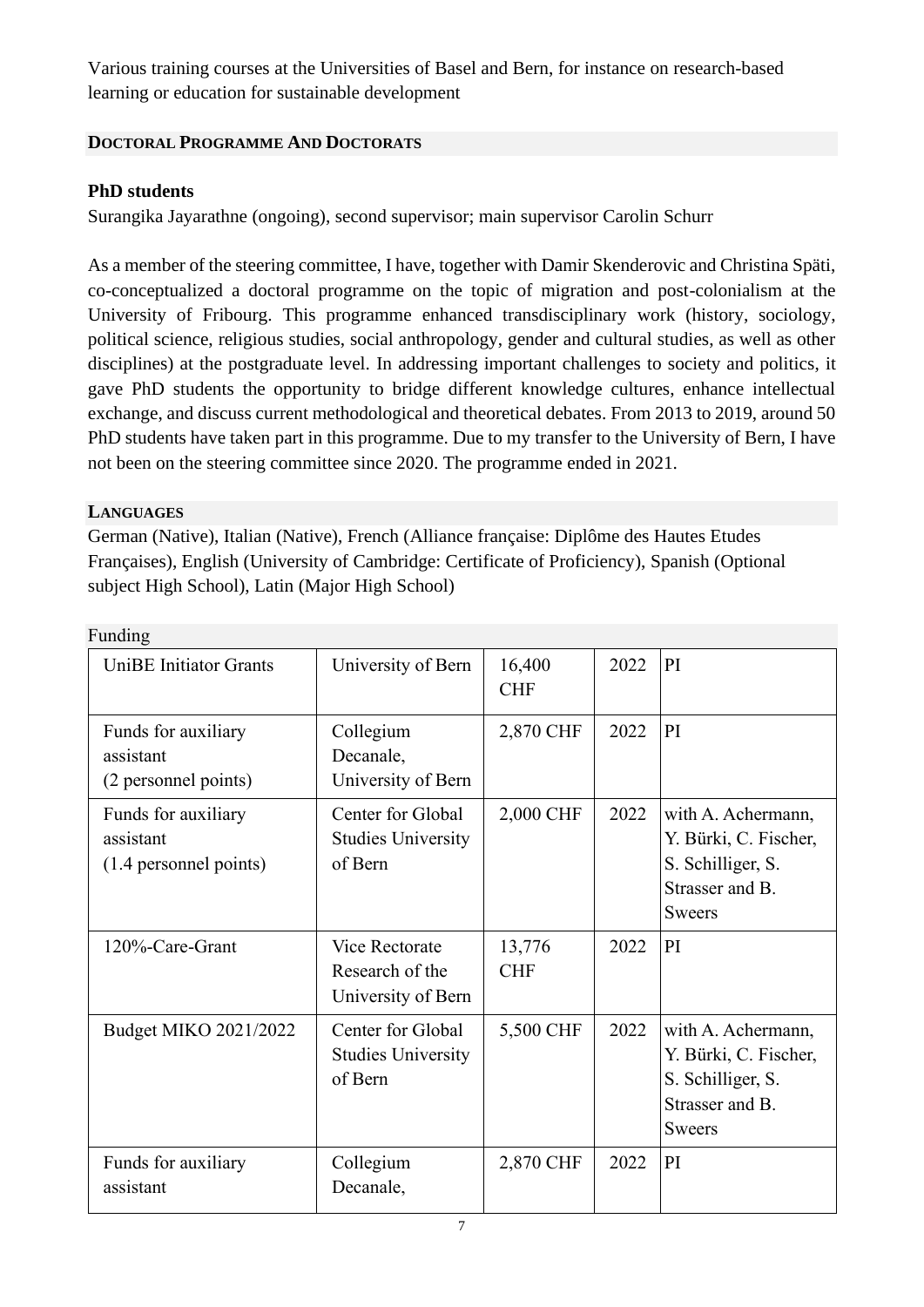Various training courses at the Universities of Basel and Bern, for instance on research-based learning or education for sustainable development

## DOCTORAL PROGRAMME AND DOCTORATS

**PhD students**

Surangika Jayarathne (ongoing), second supervisor; main supervisor Carolin Schurr

As a member of the steering committee, I have, together with Damir Skenderovic and Christina Späti, co-conceptualized a doctoral programme on the topic of migration and post-colonialism at the University of Fribourg. This programme enhanced transdisciplinary work (history, sociology, political science, religious studies, social anthropology, gender and cultural studies, as well as other disciplines) at the postgraduate level. In addressing important challenges to society and politics, it gave PhD students the opportunity to bridge different knowledge cultures, enhance intellectual exchange, and discuss current methodological and theoretical debates. From 2013 to 2019, around 50 PhD students have taken part in this programme. Due to my transfer to the University of Bern, I have not been on the steering committee since 2020. The programme ended in 2021.

## LANGUAGES

German (Native), Italian (Native), French (Alliance française: Diplôme des Hautes Etudes Françaises), English (University of Cambridge: Certificate of Proficiency), Spanish (Optional subject High School), Latin (Major High School)

## Funding

| | | | | |
|---|---|---|---|---|
| UniBE Initiator Grants | University of Bern | 16,400 CHF | 2022 | PI |
| Funds for auxiliary assistant (2 personnel points) | Collegium Decanale, University of Bern | 2,870 CHF | 2022 | PI |
| Funds for auxiliary assistant (1.4 personnel points) | Center for Global Studies University of Bern | 2,000 CHF | 2022 | with A. Achermann, Y. Bürki, C. Fischer, S. Schilliger, S. Strasser and B. Sweers |
| 120%-Care-Grant | Vice Rectorate Research of the University of Bern | 13,776 CHF | 2022 | PI |
| Budget MIKO 2021/2022 | Center for Global Studies University of Bern | 5,500 CHF | 2022 | with A. Achermann, Y. Bürki, C. Fischer, S. Schilliger, S. Strasser and B. Sweers |
| Funds for auxiliary assistant | Collegium Decanale, | 2,870 CHF | 2022 | PI |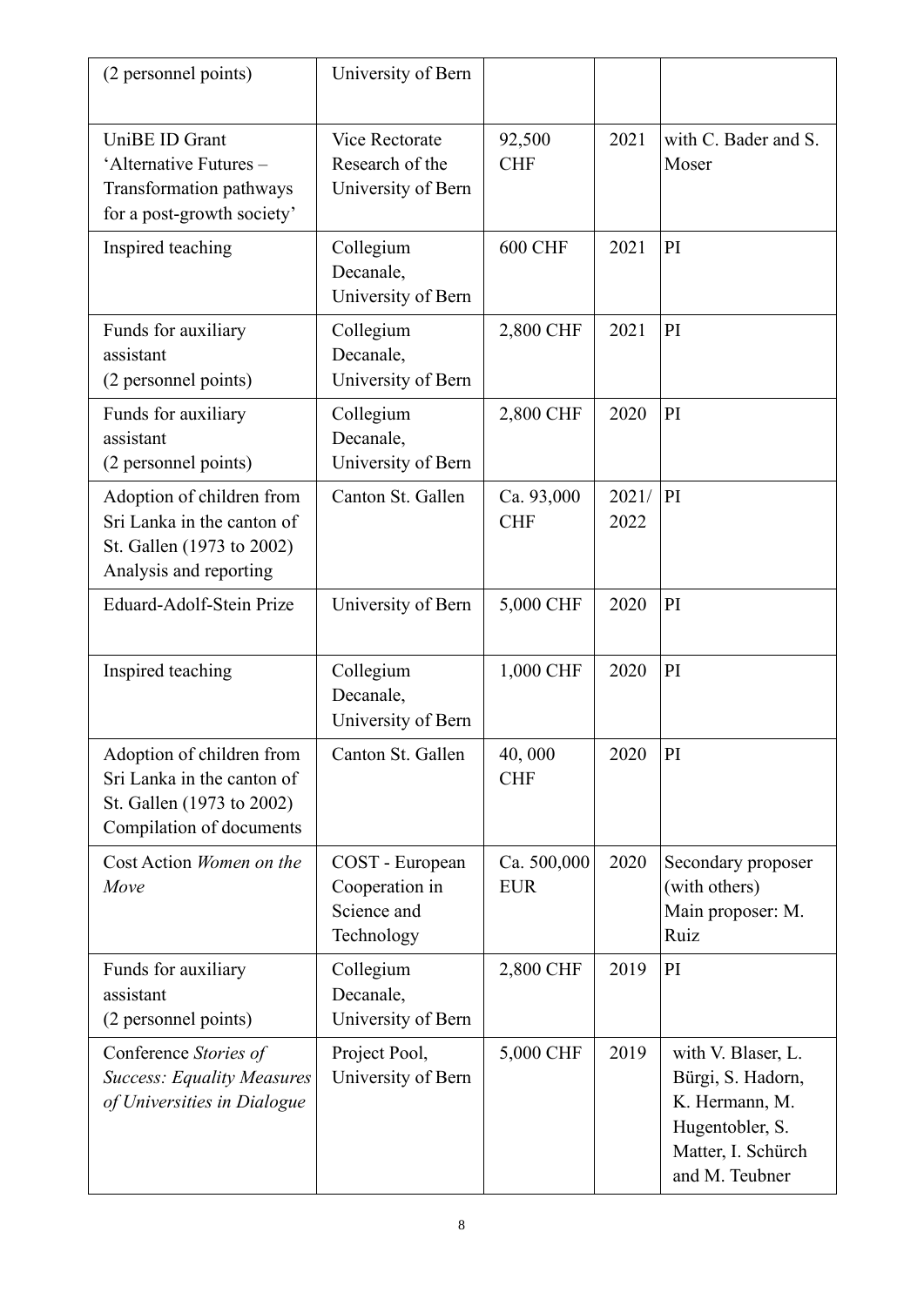| (2 personnel points) | University of Bern | | | |
|---|---|---|---|---|
| UniBE ID Grant 'Alternative Futures – Transformation pathways for a post-growth society' | Vice Rectorate Research of the University of Bern | 92,500 CHF | 2021 | with C. Bader and S. Moser |
| Inspired teaching | Collegium Decanale, University of Bern | 600 CHF | 2021 | PI |
| Funds for auxiliary assistant (2 personnel points) | Collegium Decanale, University of Bern | 2,800 CHF | 2021 | PI |
| Funds for auxiliary assistant (2 personnel points) | Collegium Decanale, University of Bern | 2,800 CHF | 2020 | PI |
| Adoption of children from Sri Lanka in the canton of St. Gallen (1973 to 2002) Analysis and reporting | Canton St. Gallen | Ca. 93,000 CHF | 2021/ 2022 | PI |
| Eduard-Adolf-Stein Prize | University of Bern | 5,000 CHF | 2020 | PI |
| Inspired teaching | Collegium Decanale, University of Bern | 1,000 CHF | 2020 | PI |
| Adoption of children from Sri Lanka in the canton of St. Gallen (1973 to 2002) Compilation of documents | Canton St. Gallen | 40, 000 CHF | 2020 | PI |
| Cost Action *Women on the Move* | COST - European Cooperation in Science and Technology | Ca. 500,000 EUR | 2020 | Secondary proposer (with others) Main proposer: M. Ruiz |
| Funds for auxiliary assistant (2 personnel points) | Collegium Decanale, University of Bern | 2,800 CHF | 2019 | PI |
| Conference *Stories of Success: Equality Measures of Universities in Dialogue* | Project Pool, University of Bern | 5,000 CHF | 2019 | with V. Blaser, L. Bürgi, S. Hadorn, K. Hermann, M. Hugentobler, S. Matter, I. Schürch and M. Teubner |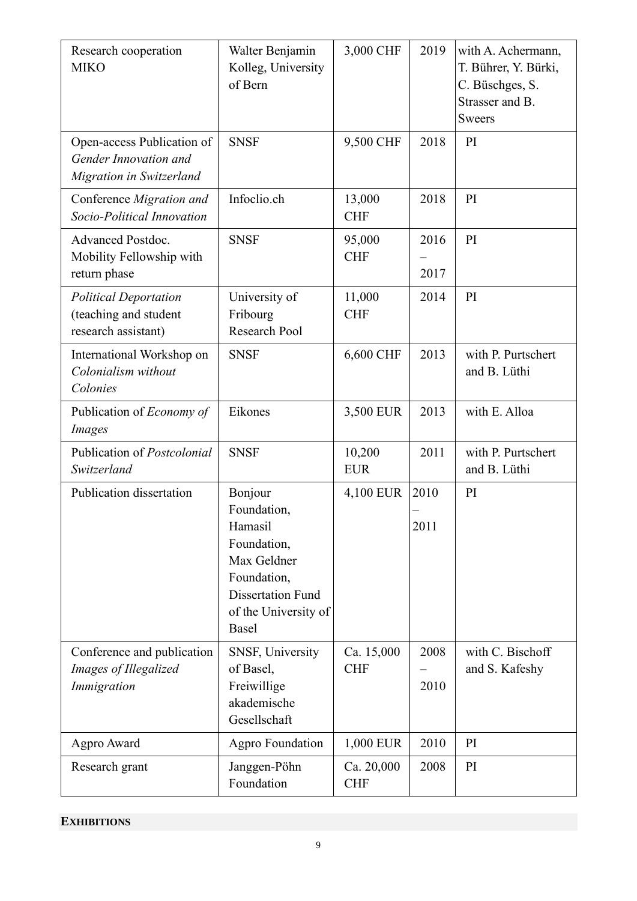| Research cooperation MIKO | Walter Benjamin Kolleg, University of Bern | 3,000 CHF | 2019 | with A. Achermann, T. Bührer, Y. Bürki, C. Büschges, S. Strasser and B. Sweers |
|---|---|---|---|---|
| Open-access Publication of *Gender Innovation and Migration in Switzerland* | SNSF | 9,500 CHF | 2018 | PI |
| Conference *Migration and Socio-Political Innovation* | Infoclio.ch | 13,000 CHF | 2018 | PI |
| Advanced Postdoc. Mobility Fellowship with return phase | SNSF | 95,000 CHF | 2016 – 2017 | PI |
| *Political Deportation* (teaching and student research assistant) | University of Fribourg Research Pool | 11,000 CHF | 2014 | PI |
| International Workshop on *Colonialism without Colonies* | SNSF | 6,600 CHF | 2013 | with P. Purtschert and B. Lüthi |
| Publication of *Economy of Images* | Eikones | 3,500 EUR | 2013 | with E. Alloa |
| Publication of *Postcolonial Switzerland* | SNSF | 10,200 EUR | 2011 | with P. Purtschert and B. Lüthi |
| Publication dissertation | Bonjour Foundation, Hamasil Foundation, Max Geldner Foundation, Dissertation Fund of the University of Basel | 4,100 EUR | 2010 – 2011 | PI |
| Conference and publication *Images of Illegalized Immigration* | SNSF, University of Basel, Freiwillige akademische Gesellschaft | Ca. 15,000 CHF | 2008 – 2010 | with C. Bischoff and S. Kafeshy |
| Agpro Award | Agpro Foundation | 1,000 EUR | 2010 | PI |
| Research grant | Janggen-Pöhn Foundation | Ca. 20,000 CHF | 2008 | PI |

**EXHIBITIONS**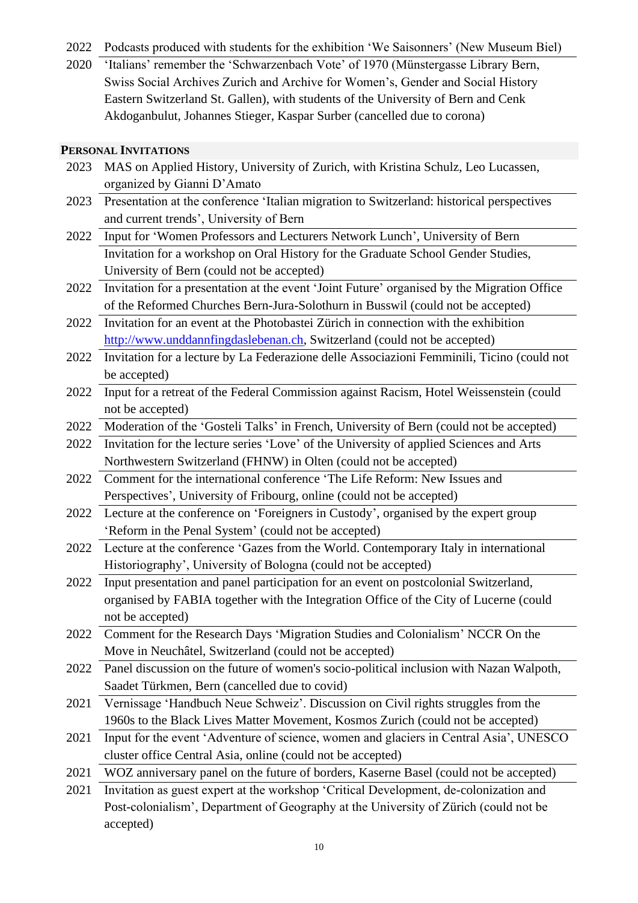| | |
|---|---|
| 2022 | Podcasts produced with students for the exhibition 'We Saisonners' (New Museum Biel) |
| 2020 | 'Italians' remember the 'Schwarzenbach Vote' of 1970 (Münstergasse Library Bern, Swiss Social Archives Zurich and Archive for Women's, Gender and Social History Eastern Switzerland St. Gallen), with students of the University of Bern and Cenk Akdoganbulut, Johannes Stieger, Kaspar Surber (cancelled due to corona) |

## PERSONAL INVITATIONS

| | |
|---|---|
| 2023 | MAS on Applied History, University of Zurich, with Kristina Schulz, Leo Lucassen, organized by Gianni D'Amato |
| 2023 | Presentation at the conference 'Italian migration to Switzerland: historical perspectives and current trends', University of Bern |
| 2022 | Input for 'Women Professors and Lecturers Network Lunch', University of Bern |
| | Invitation for a workshop on Oral History for the Graduate School Gender Studies, University of Bern (could not be accepted) |
| 2022 | Invitation for a presentation at the event 'Joint Future' organised by the Migration Office of the Reformed Churches Bern-Jura-Solothurn in Busswil (could not be accepted) |
| 2022 | Invitation for an event at the Photobastei Zürich in connection with the exhibition [http://www.unddannfingdaslebenan.ch](http://www.unddannfingdaslebenan.ch), Switzerland (could not be accepted) |
| 2022 | Invitation for a lecture by La Federazione delle Associazioni Femminili, Ticino (could not be accepted) |
| 2022 | Input for a retreat of the Federal Commission against Racism, Hotel Weissenstein (could not be accepted) |
| 2022 | Moderation of the 'Gosteli Talks' in French, University of Bern (could not be accepted) |
| 2022 | Invitation for the lecture series 'Love' of the University of applied Sciences and Arts Northwestern Switzerland (FHNW) in Olten (could not be accepted) |
| 2022 | Comment for the international conference 'The Life Reform: New Issues and Perspectives', University of Fribourg, online (could not be accepted) |
| 2022 | Lecture at the conference on 'Foreigners in Custody', organised by the expert group 'Reform in the Penal System' (could not be accepted) |
| 2022 | Lecture at the conference 'Gazes from the World. Contemporary Italy in international Historiography', University of Bologna (could not be accepted) |
| 2022 | Input presentation and panel participation for an event on postcolonial Switzerland, organised by FABIA together with the Integration Office of the City of Lucerne (could not be accepted) |
| 2022 | Comment for the Research Days 'Migration Studies and Colonialism' NCCR On the Move in Neuchâtel, Switzerland (could not be accepted) |
| 2022 | Panel discussion on the future of women's socio-political inclusion with Nazan Walpoth, Saadet Türkmen, Bern (cancelled due to covid) |
| 2021 | Vernissage 'Handbuch Neue Schweiz'. Discussion on Civil rights struggles from the 1960s to the Black Lives Matter Movement, Kosmos Zurich (could not be accepted) |
| 2021 | Input for the event 'Adventure of science, women and glaciers in Central Asia', UNESCO cluster office Central Asia, online (could not be accepted) |
| 2021 | WOZ anniversary panel on the future of borders, Kaserne Basel (could not be accepted) |
| 2021 | Invitation as guest expert at the workshop 'Critical Development, de-colonization and Post-colonialism', Department of Geography at the University of Zürich (could not be accepted) |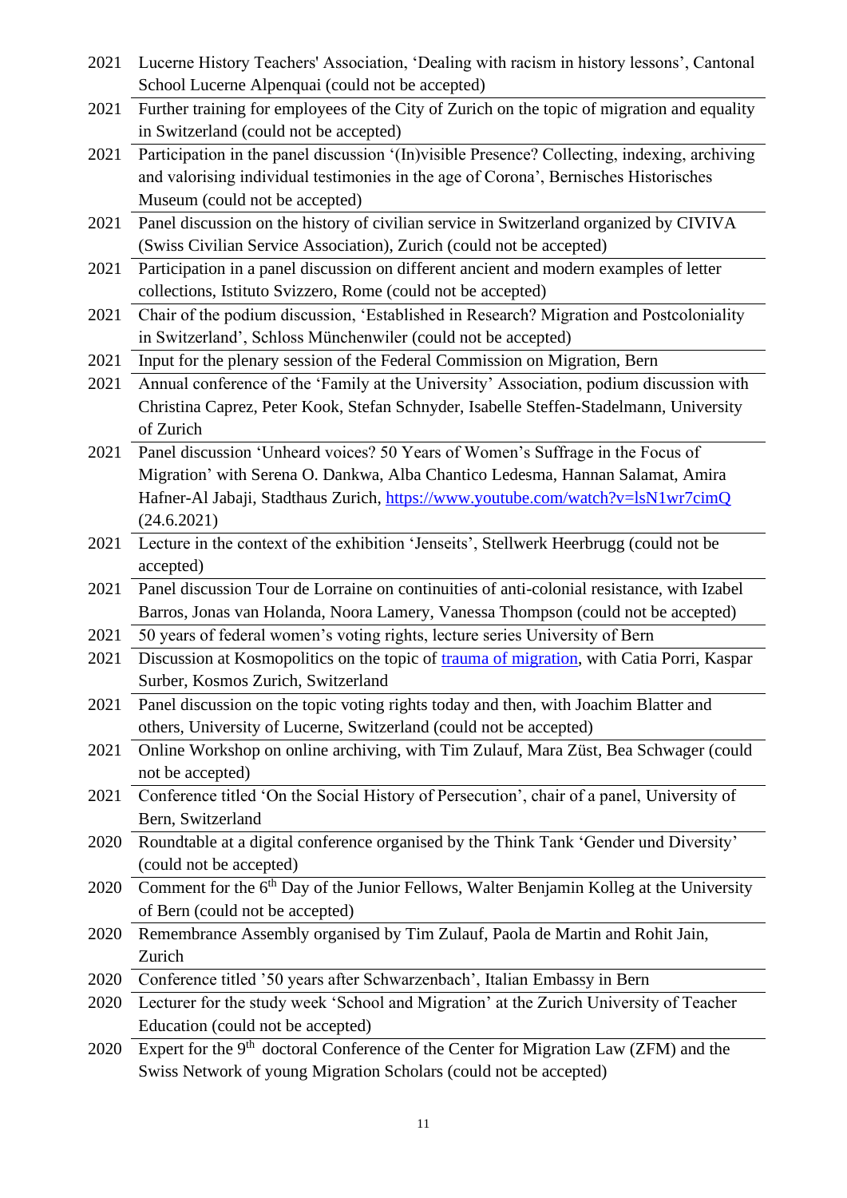| | |
|---|---|
| 2021 | Lucerne History Teachers' Association, 'Dealing with racism in history lessons', Cantonal School Lucerne Alpenquai (could not be accepted) |
| 2021 | Further training for employees of the City of Zurich on the topic of migration and equality in Switzerland (could not be accepted) |
| 2021 | Participation in the panel discussion '(In)visible Presence? Collecting, indexing, archiving and valorising individual testimonies in the age of Corona', Bernisches Historisches Museum (could not be accepted) |
| 2021 | Panel discussion on the history of civilian service in Switzerland organized by CIVIVA (Swiss Civilian Service Association), Zurich (could not be accepted) |
| 2021 | Participation in a panel discussion on different ancient and modern examples of letter collections, Istituto Svizzero, Rome (could not be accepted) |
| 2021 | Chair of the podium discussion, 'Established in Research? Migration and Postcoloniality in Switzerland', Schloss Münchenwiler (could not be accepted) |
| 2021 | Input for the plenary session of the Federal Commission on Migration, Bern |
| 2021 | Annual conference of the 'Family at the University' Association, podium discussion with Christina Caprez, Peter Kook, Stefan Schnyder, Isabelle Steffen-Stadelmann, University of Zurich |
| 2021 | Panel discussion 'Unheard voices? 50 Years of Women's Suffrage in the Focus of Migration' with Serena O. Dankwa, Alba Chantico Ledesma, Hannan Salamat, Amira Hafner-Al Jabaji, Stadthaus Zurich, https://www.youtube.com/watch?v=lsN1wr7cimQ (24.6.2021) |
| 2021 | Lecture in the context of the exhibition 'Jenseits', Stellwerk Heerbrugg (could not be accepted) |
| 2021 | Panel discussion Tour de Lorraine on continuities of anti-colonial resistance, with Izabel Barros, Jonas van Holanda, Noora Lamery, Vanessa Thompson (could not be accepted) |
| 2021 | 50 years of federal women's voting rights, lecture series University of Bern |
| 2021 | Discussion at Kosmopolitics on the topic of trauma of migration, with Catia Porri, Kaspar Surber, Kosmos Zurich, Switzerland |
| 2021 | Panel discussion on the topic voting rights today and then, with Joachim Blatter and others, University of Lucerne, Switzerland (could not be accepted) |
| 2021 | Online Workshop on online archiving, with Tim Zulauf, Mara Züst, Bea Schwager (could not be accepted) |
| 2021 | Conference titled 'On the Social History of Persecution', chair of a panel, University of Bern, Switzerland |
| 2020 | Roundtable at a digital conference organised by the Think Tank 'Gender und Diversity' (could not be accepted) |
| 2020 | Comment for the 6th Day of the Junior Fellows, Walter Benjamin Kolleg at the University of Bern (could not be accepted) |
| 2020 | Remembrance Assembly organised by Tim Zulauf, Paola de Martin and Rohit Jain, Zurich |
| 2020 | Conference titled '50 years after Schwarzenbach', Italian Embassy in Bern |
| 2020 | Lecturer for the study week 'School and Migration' at the Zurich University of Teacher Education (could not be accepted) |
| 2020 | Expert for the 9th doctoral Conference of the Center for Migration Law (ZFM) and the Swiss Network of young Migration Scholars (could not be accepted) |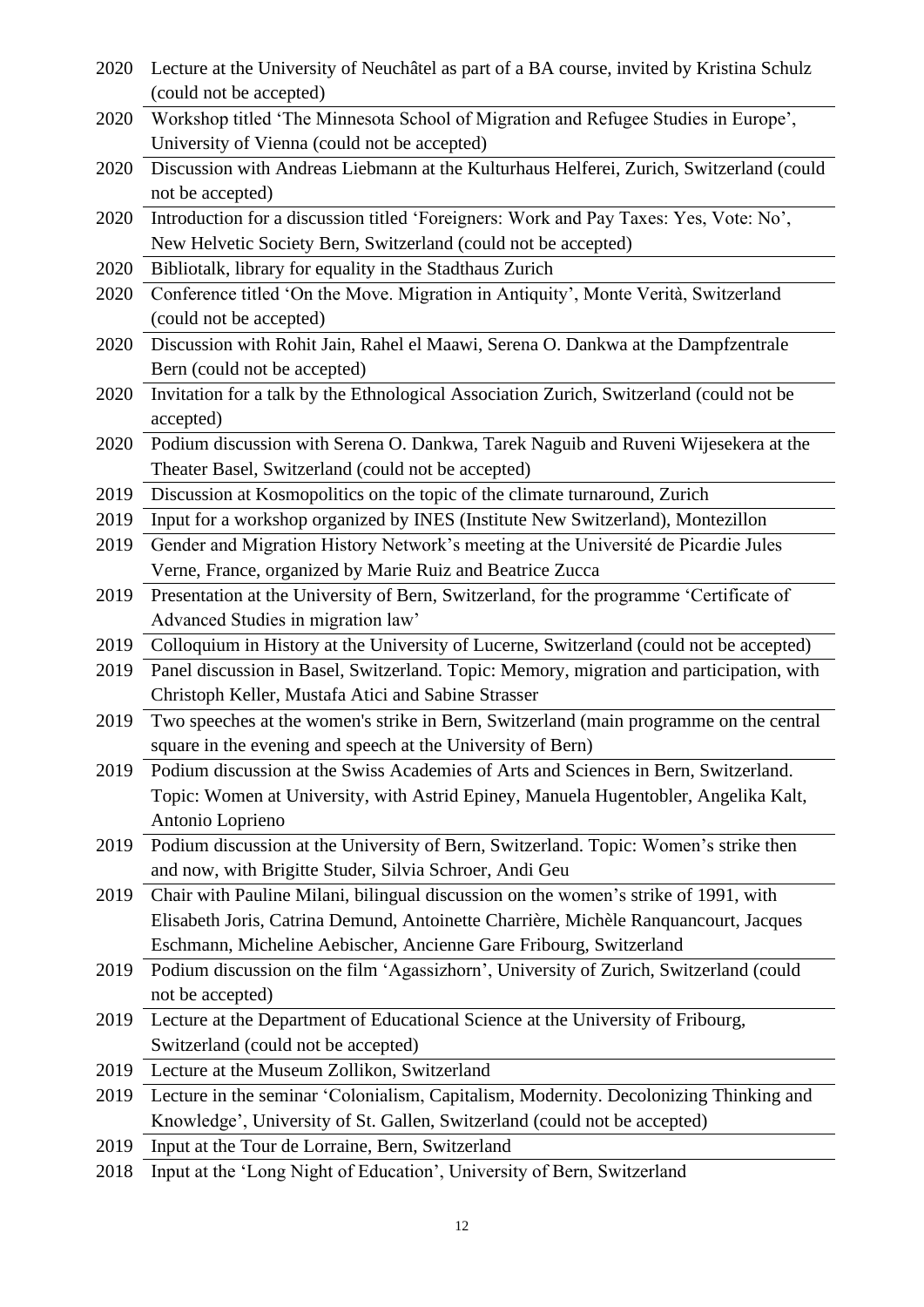| | |
|---|---|
| 2020 | Lecture at the University of Neuchâtel as part of a BA course, invited by Kristina Schulz (could not be accepted) |
| 2020 | Workshop titled 'The Minnesota School of Migration and Refugee Studies in Europe', University of Vienna (could not be accepted) |
| 2020 | Discussion with Andreas Liebmann at the Kulturhaus Helferei, Zurich, Switzerland (could not be accepted) |
| 2020 | Introduction for a discussion titled 'Foreigners: Work and Pay Taxes: Yes, Vote: No', New Helvetic Society Bern, Switzerland (could not be accepted) |
| 2020 | Bibliotalk, library for equality in the Stadthaus Zurich |
| 2020 | Conference titled 'On the Move. Migration in Antiquity', Monte Verità, Switzerland (could not be accepted) |
| 2020 | Discussion with Rohit Jain, Rahel el Maawi, Serena O. Dankwa at the Dampfzentrale Bern (could not be accepted) |
| 2020 | Invitation for a talk by the Ethnological Association Zurich, Switzerland (could not be accepted) |
| 2020 | Podium discussion with Serena O. Dankwa, Tarek Naguib and Ruveni Wijesekera at the Theater Basel, Switzerland (could not be accepted) |
| 2019 | Discussion at Kosmopolitics on the topic of the climate turnaround, Zurich |
| 2019 | Input for a workshop organized by INES (Institute New Switzerland), Montezillon |
| 2019 | Gender and Migration History Network's meeting at the Université de Picardie Jules Verne, France, organized by Marie Ruiz and Beatrice Zucca |
| 2019 | Presentation at the University of Bern, Switzerland, for the programme 'Certificate of Advanced Studies in migration law' |
| 2019 | Colloquium in History at the University of Lucerne, Switzerland (could not be accepted) |
| 2019 | Panel discussion in Basel, Switzerland. Topic: Memory, migration and participation, with Christoph Keller, Mustafa Atici and Sabine Strasser |
| 2019 | Two speeches at the women's strike in Bern, Switzerland (main programme on the central square in the evening and speech at the University of Bern) |
| 2019 | Podium discussion at the Swiss Academies of Arts and Sciences in Bern, Switzerland. Topic: Women at University, with Astrid Epiney, Manuela Hugentobler, Angelika Kalt, Antonio Loprieno |
| 2019 | Podium discussion at the University of Bern, Switzerland. Topic: Women's strike then and now, with Brigitte Studer, Silvia Schroer, Andi Geu |
| 2019 | Chair with Pauline Milani, bilingual discussion on the women's strike of 1991, with Elisabeth Joris, Catrina Demund, Antoinette Charrière, Michèle Ranquancourt, Jacques Eschmann, Micheline Aebischer, Ancienne Gare Fribourg, Switzerland |
| 2019 | Podium discussion on the film 'Agassizhorn', University of Zurich, Switzerland (could not be accepted) |
| 2019 | Lecture at the Department of Educational Science at the University of Fribourg, Switzerland (could not be accepted) |
| 2019 | Lecture at the Museum Zollikon, Switzerland |
| 2019 | Lecture in the seminar 'Colonialism, Capitalism, Modernity. Decolonizing Thinking and Knowledge', University of St. Gallen, Switzerland (could not be accepted) |
| 2019 | Input at the Tour de Lorraine, Bern, Switzerland |
| 2018 | Input at the 'Long Night of Education', University of Bern, Switzerland |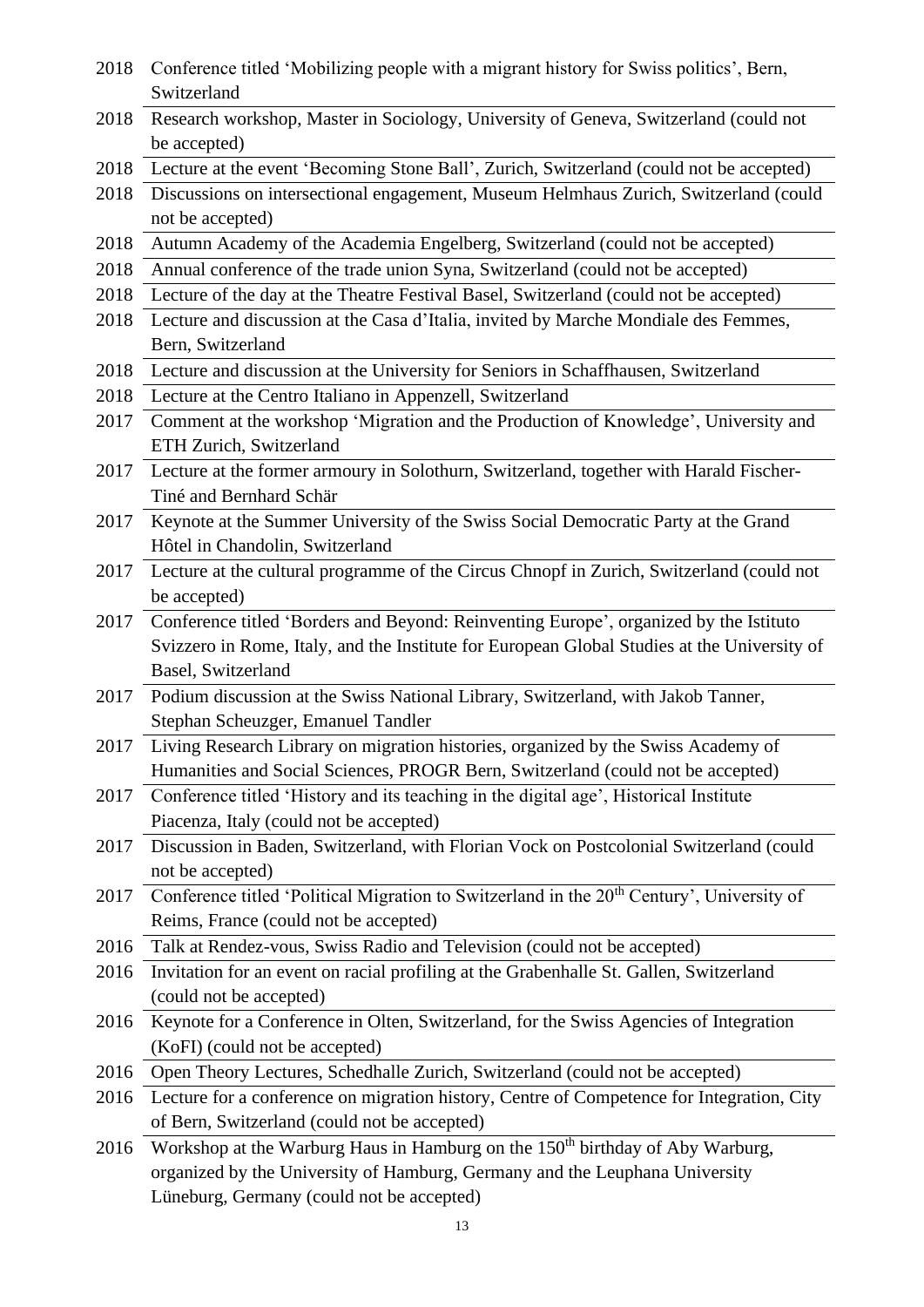| | |
|---|---|
| 2018 | Conference titled 'Mobilizing people with a migrant history for Swiss politics', Bern, Switzerland |
| 2018 | Research workshop, Master in Sociology, University of Geneva, Switzerland (could not be accepted) |
| 2018 | Lecture at the event 'Becoming Stone Ball', Zurich, Switzerland (could not be accepted) |
| 2018 | Discussions on intersectional engagement, Museum Helmhaus Zurich, Switzerland (could not be accepted) |
| 2018 | Autumn Academy of the Academia Engelberg, Switzerland (could not be accepted) |
| 2018 | Annual conference of the trade union Syna, Switzerland (could not be accepted) |
| 2018 | Lecture of the day at the Theatre Festival Basel, Switzerland (could not be accepted) |
| 2018 | Lecture and discussion at the Casa d'Italia, invited by Marche Mondiale des Femmes, Bern, Switzerland |
| 2018 | Lecture and discussion at the University for Seniors in Schaffhausen, Switzerland |
| 2018 | Lecture at the Centro Italiano in Appenzell, Switzerland |
| 2017 | Comment at the workshop 'Migration and the Production of Knowledge', University and ETH Zurich, Switzerland |
| 2017 | Lecture at the former armoury in Solothurn, Switzerland, together with Harald Fischer-Tiné and Bernhard Schär |
| 2017 | Keynote at the Summer University of the Swiss Social Democratic Party at the Grand Hôtel in Chandolin, Switzerland |
| 2017 | Lecture at the cultural programme of the Circus Chnopf in Zurich, Switzerland (could not be accepted) |
| 2017 | Conference titled 'Borders and Beyond: Reinventing Europe', organized by the Istituto Svizzero in Rome, Italy, and the Institute for European Global Studies at the University of Basel, Switzerland |
| 2017 | Podium discussion at the Swiss National Library, Switzerland, with Jakob Tanner, Stephan Scheuzger, Emanuel Tandler |
| 2017 | Living Research Library on migration histories, organized by the Swiss Academy of Humanities and Social Sciences, PROGR Bern, Switzerland (could not be accepted) |
| 2017 | Conference titled 'History and its teaching in the digital age', Historical Institute Piacenza, Italy (could not be accepted) |
| 2017 | Discussion in Baden, Switzerland, with Florian Vock on Postcolonial Switzerland (could not be accepted) |
| 2017 | Conference titled 'Political Migration to Switzerland in the 20th Century', University of Reims, France (could not be accepted) |
| 2016 | Talk at Rendez-vous, Swiss Radio and Television (could not be accepted) |
| 2016 | Invitation for an event on racial profiling at the Grabenhalle St. Gallen, Switzerland (could not be accepted) |
| 2016 | Keynote for a Conference in Olten, Switzerland, for the Swiss Agencies of Integration (KoFI) (could not be accepted) |
| 2016 | Open Theory Lectures, Schedhalle Zurich, Switzerland (could not be accepted) |
| 2016 | Lecture for a conference on migration history, Centre of Competence for Integration, City of Bern, Switzerland (could not be accepted) |
| 2016 | Workshop at the Warburg Haus in Hamburg on the 150th birthday of Aby Warburg, organized by the University of Hamburg, Germany and the Leuphana University Lüneburg, Germany (could not be accepted) |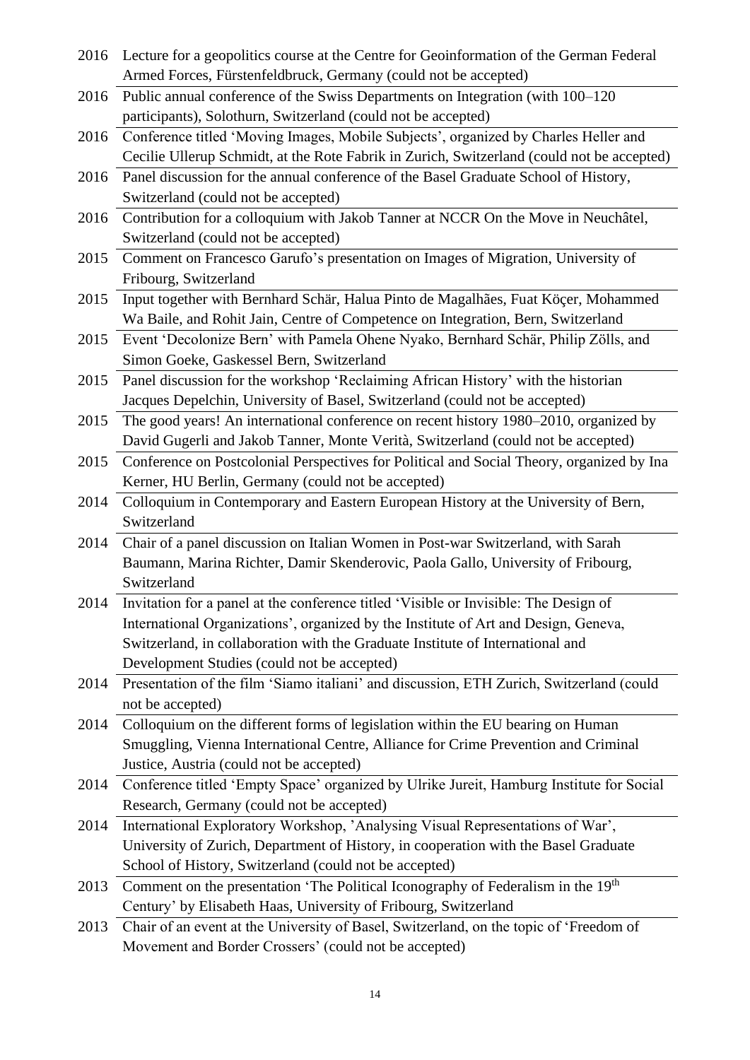| | |
|---|---|
| 2016 | Lecture for a geopolitics course at the Centre for Geoinformation of the German Federal Armed Forces, Fürstenfeldbruck, Germany (could not be accepted) |
| 2016 | Public annual conference of the Swiss Departments on Integration (with 100–120 participants), Solothurn, Switzerland (could not be accepted) |
| 2016 | Conference titled 'Moving Images, Mobile Subjects', organized by Charles Heller and Cecilie Ullerup Schmidt, at the Rote Fabrik in Zurich, Switzerland (could not be accepted) |
| 2016 | Panel discussion for the annual conference of the Basel Graduate School of History, Switzerland (could not be accepted) |
| 2016 | Contribution for a colloquium with Jakob Tanner at NCCR On the Move in Neuchâtel, Switzerland (could not be accepted) |
| 2015 | Comment on Francesco Garufo's presentation on Images of Migration, University of Fribourg, Switzerland |
| 2015 | Input together with Bernhard Schär, Halua Pinto de Magalhães, Fuat Köçer, Mohammed Wa Baile, and Rohit Jain, Centre of Competence on Integration, Bern, Switzerland |
| 2015 | Event 'Decolonize Bern' with Pamela Ohene Nyako, Bernhard Schär, Philip Zölls, and Simon Goeke, Gaskessel Bern, Switzerland |
| 2015 | Panel discussion for the workshop 'Reclaiming African History' with the historian Jacques Depelchin, University of Basel, Switzerland (could not be accepted) |
| 2015 | The good years! An international conference on recent history 1980–2010, organized by David Gugerli and Jakob Tanner, Monte Verità, Switzerland (could not be accepted) |
| 2015 | Conference on Postcolonial Perspectives for Political and Social Theory, organized by Ina Kerner, HU Berlin, Germany (could not be accepted) |
| 2014 | Colloquium in Contemporary and Eastern European History at the University of Bern, Switzerland |
| 2014 | Chair of a panel discussion on Italian Women in Post-war Switzerland, with Sarah Baumann, Marina Richter, Damir Skenderovic, Paola Gallo, University of Fribourg, Switzerland |
| 2014 | Invitation for a panel at the conference titled 'Visible or Invisible: The Design of International Organizations', organized by the Institute of Art and Design, Geneva, Switzerland, in collaboration with the Graduate Institute of International and Development Studies (could not be accepted) |
| 2014 | Presentation of the film 'Siamo italiani' and discussion, ETH Zurich, Switzerland (could not be accepted) |
| 2014 | Colloquium on the different forms of legislation within the EU bearing on Human Smuggling, Vienna International Centre, Alliance for Crime Prevention and Criminal Justice, Austria (could not be accepted) |
| 2014 | Conference titled 'Empty Space' organized by Ulrike Jureit, Hamburg Institute for Social Research, Germany (could not be accepted) |
| 2014 | International Exploratory Workshop, 'Analysing Visual Representations of War', University of Zurich, Department of History, in cooperation with the Basel Graduate School of History, Switzerland (could not be accepted) |
| 2013 | Comment on the presentation 'The Political Iconography of Federalism in the 19th Century' by Elisabeth Haas, University of Fribourg, Switzerland |
| 2013 | Chair of an event at the University of Basel, Switzerland, on the topic of 'Freedom of Movement and Border Crossers' (could not be accepted) |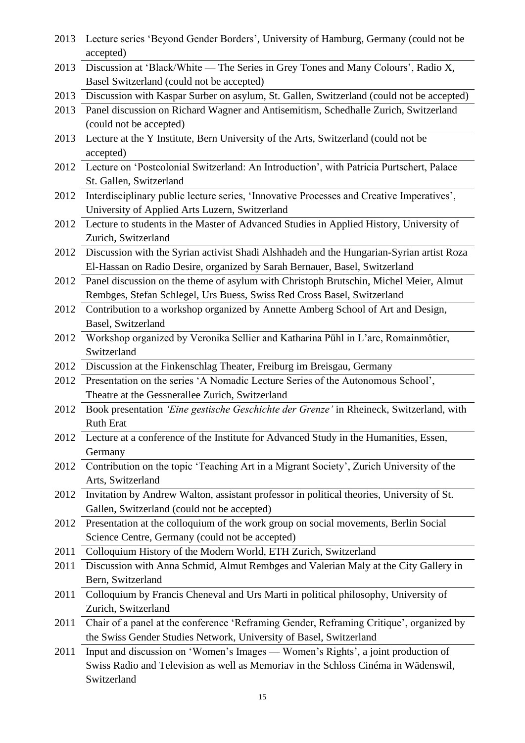| | |
|---|---|
| 2013 | Lecture series 'Beyond Gender Borders', University of Hamburg, Germany (could not be accepted) |
| 2013 | Discussion at 'Black/White — The Series in Grey Tones and Many Colours', Radio X, Basel Switzerland (could not be accepted) |
| 2013 | Discussion with Kaspar Surber on asylum, St. Gallen, Switzerland (could not be accepted) |
| 2013 | Panel discussion on Richard Wagner and Antisemitism, Schedhalle Zurich, Switzerland (could not be accepted) |
| 2013 | Lecture at the Y Institute, Bern University of the Arts, Switzerland (could not be accepted) |
| 2012 | Lecture on 'Postcolonial Switzerland: An Introduction', with Patricia Purtschert, Palace St. Gallen, Switzerland |
| 2012 | Interdisciplinary public lecture series, 'Innovative Processes and Creative Imperatives', University of Applied Arts Luzern, Switzerland |
| 2012 | Lecture to students in the Master of Advanced Studies in Applied History, University of Zurich, Switzerland |
| 2012 | Discussion with the Syrian activist Shadi Alshhadeh and the Hungarian-Syrian artist Roza El-Hassan on Radio Desire, organized by Sarah Bernauer, Basel, Switzerland |
| 2012 | Panel discussion on the theme of asylum with Christoph Brutschin, Michel Meier, Almut Rembges, Stefan Schlegel, Urs Buess, Swiss Red Cross Basel, Switzerland |
| 2012 | Contribution to a workshop organized by Annette Amberg School of Art and Design, Basel, Switzerland |
| 2012 | Workshop organized by Veronika Sellier and Katharina Pühl in L'arc, Romainmôtier, Switzerland |
| 2012 | Discussion at the Finkenschlag Theater, Freiburg im Breisgau, Germany |
| 2012 | Presentation on the series 'A Nomadic Lecture Series of the Autonomous School', Theatre at the Gessnerallee Zurich, Switzerland |
| 2012 | Book presentation *'Eine gestische Geschichte der Grenze'* in Rheineck, Switzerland, with Ruth Erat |
| 2012 | Lecture at a conference of the Institute for Advanced Study in the Humanities, Essen, Germany |
| 2012 | Contribution on the topic 'Teaching Art in a Migrant Society', Zurich University of the Arts, Switzerland |
| 2012 | Invitation by Andrew Walton, assistant professor in political theories, University of St. Gallen, Switzerland (could not be accepted) |
| 2012 | Presentation at the colloquium of the work group on social movements, Berlin Social Science Centre, Germany (could not be accepted) |
| 2011 | Colloquium History of the Modern World, ETH Zurich, Switzerland |
| 2011 | Discussion with Anna Schmid, Almut Rembges and Valerian Maly at the City Gallery in Bern, Switzerland |
| 2011 | Colloquium by Francis Cheneval and Urs Marti in political philosophy, University of Zurich, Switzerland |
| 2011 | Chair of a panel at the conference 'Reframing Gender, Reframing Critique', organized by the Swiss Gender Studies Network, University of Basel, Switzerland |
| 2011 | Input and discussion on 'Women's Images — Women's Rights', a joint production of Swiss Radio and Television as well as Memoriav in the Schloss Cinéma in Wädenswil, Switzerland |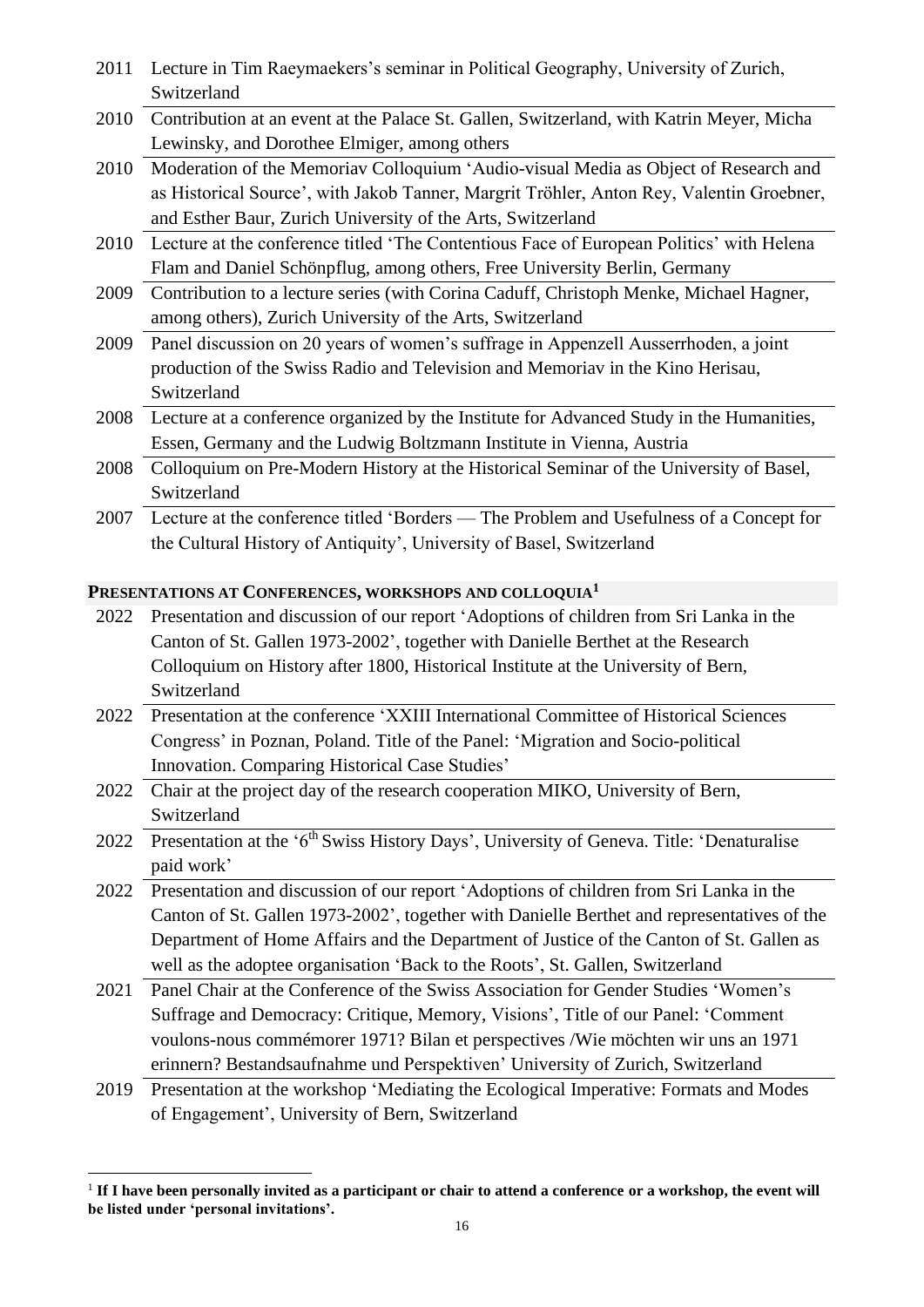| | |
|---|---|
| 2011 | Lecture in Tim Raeymaekers's seminar in Political Geography, University of Zurich, Switzerland |
| 2010 | Contribution at an event at the Palace St. Gallen, Switzerland, with Katrin Meyer, Micha Lewinsky, and Dorothee Elmiger, among others |
| 2010 | Moderation of the Memoriav Colloquium 'Audio-visual Media as Object of Research and as Historical Source', with Jakob Tanner, Margrit Tröhler, Anton Rey, Valentin Groebner, and Esther Baur, Zurich University of the Arts, Switzerland |
| 2010 | Lecture at the conference titled 'The Contentious Face of European Politics' with Helena Flam and Daniel Schönpflug, among others, Free University Berlin, Germany |
| 2009 | Contribution to a lecture series (with Corina Caduff, Christoph Menke, Michael Hagner, among others), Zurich University of the Arts, Switzerland |
| 2009 | Panel discussion on 20 years of women's suffrage in Appenzell Ausserrhoden, a joint production of the Swiss Radio and Television and Memoriav in the Kino Herisau, Switzerland |
| 2008 | Lecture at a conference organized by the Institute for Advanced Study in the Humanities, Essen, Germany and the Ludwig Boltzmann Institute in Vienna, Austria |
| 2008 | Colloquium on Pre-Modern History at the Historical Seminar of the University of Basel, Switzerland |
| 2007 | Lecture at the conference titled 'Borders — The Problem and Usefulness of a Concept for the Cultural History of Antiquity', University of Basel, Switzerland |

## PRESENTATIONS AT CONFERENCES, WORKSHOPS AND COLLOQUIA[1]

| | |
|---|---|
| 2022 | Presentation and discussion of our report 'Adoptions of children from Sri Lanka in the Canton of St. Gallen 1973-2002', together with Danielle Berthet at the Research Colloquium on History after 1800, Historical Institute at the University of Bern, Switzerland |
| 2022 | Presentation at the conference 'XXIII International Committee of Historical Sciences Congress' in Poznan, Poland. Title of the Panel: 'Migration and Socio-political Innovation. Comparing Historical Case Studies' |
| 2022 | Chair at the project day of the research cooperation MIKO, University of Bern, Switzerland |
| 2022 | Presentation at the '6th Swiss History Days', University of Geneva. Title: 'Denaturalise paid work' |
| 2022 | Presentation and discussion of our report 'Adoptions of children from Sri Lanka in the Canton of St. Gallen 1973-2002', together with Danielle Berthet and representatives of the Department of Home Affairs and the Department of Justice of the Canton of St. Gallen as well as the adoptee organisation 'Back to the Roots', St. Gallen, Switzerland |
| 2021 | Panel Chair at the Conference of the Swiss Association for Gender Studies 'Women's Suffrage and Democracy: Critique, Memory, Visions', Title of our Panel: 'Comment voulons-nous commémorer 1971? Bilan et perspectives /Wie möchten wir uns an 1971 erinnern? Bestandsaufnahme und Perspektiven' University of Zurich, Switzerland |
| 2019 | Presentation at the workshop 'Mediating the Ecological Imperative: Formats and Modes of Engagement', University of Bern, Switzerland |

[1] **If I have been personally invited as a participant or chair to attend a conference or a workshop, the event will be listed under 'personal invitations'.**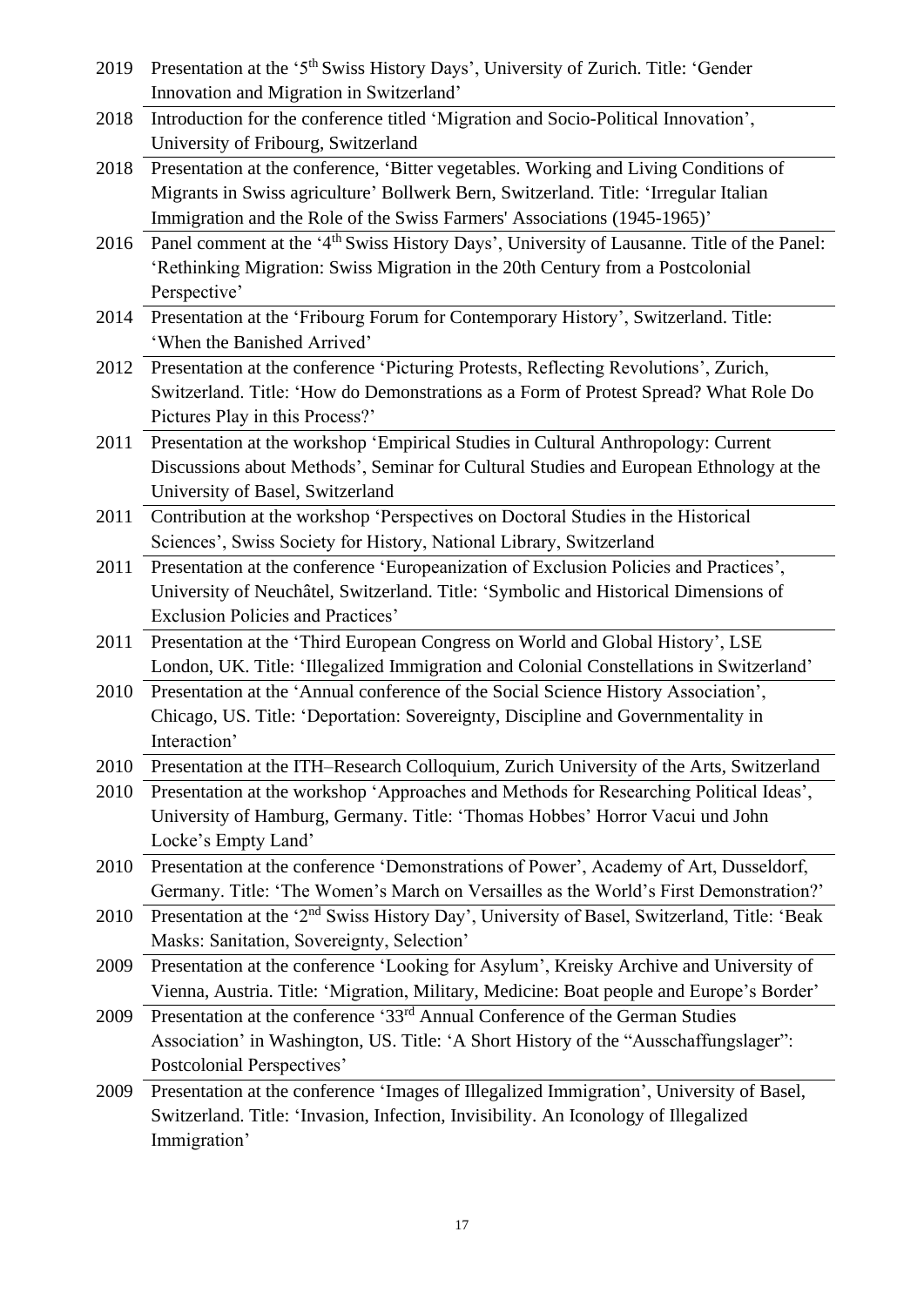| | |
|---|---|
| 2019 | Presentation at the '5th Swiss History Days', University of Zurich. Title: 'Gender Innovation and Migration in Switzerland' |
| 2018 | Introduction for the conference titled 'Migration and Socio-Political Innovation', University of Fribourg, Switzerland |
| 2018 | Presentation at the conference, 'Bitter vegetables. Working and Living Conditions of Migrants in Swiss agriculture' Bollwerk Bern, Switzerland. Title: 'Irregular Italian Immigration and the Role of the Swiss Farmers' Associations (1945-1965)' |
| 2016 | Panel comment at the '4th Swiss History Days', University of Lausanne. Title of the Panel: 'Rethinking Migration: Swiss Migration in the 20th Century from a Postcolonial Perspective' |
| 2014 | Presentation at the 'Fribourg Forum for Contemporary History', Switzerland. Title: 'When the Banished Arrived' |
| 2012 | Presentation at the conference 'Picturing Protests, Reflecting Revolutions', Zurich, Switzerland. Title: 'How do Demonstrations as a Form of Protest Spread? What Role Do Pictures Play in this Process?' |
| 2011 | Presentation at the workshop 'Empirical Studies in Cultural Anthropology: Current Discussions about Methods', Seminar for Cultural Studies and European Ethnology at the University of Basel, Switzerland |
| 2011 | Contribution at the workshop 'Perspectives on Doctoral Studies in the Historical Sciences', Swiss Society for History, National Library, Switzerland |
| 2011 | Presentation at the conference 'Europeanization of Exclusion Policies and Practices', University of Neuchâtel, Switzerland. Title: 'Symbolic and Historical Dimensions of Exclusion Policies and Practices' |
| 2011 | Presentation at the 'Third European Congress on World and Global History', LSE London, UK. Title: 'Illegalized Immigration and Colonial Constellations in Switzerland' |
| 2010 | Presentation at the 'Annual conference of the Social Science History Association', Chicago, US. Title: 'Deportation: Sovereignty, Discipline and Governmentality in Interaction' |
| 2010 | Presentation at the ITH–Research Colloquium, Zurich University of the Arts, Switzerland |
| 2010 | Presentation at the workshop 'Approaches and Methods for Researching Political Ideas', University of Hamburg, Germany. Title: 'Thomas Hobbes' Horror Vacui und John Locke's Empty Land' |
| 2010 | Presentation at the conference 'Demonstrations of Power', Academy of Art, Dusseldorf, Germany. Title: 'The Women's March on Versailles as the World's First Demonstration?' |
| 2010 | Presentation at the '2nd Swiss History Day', University of Basel, Switzerland, Title: 'Beak Masks: Sanitation, Sovereignty, Selection' |
| 2009 | Presentation at the conference 'Looking for Asylum', Kreisky Archive and University of Vienna, Austria. Title: 'Migration, Military, Medicine: Boat people and Europe's Border' |
| 2009 | Presentation at the conference '33rd Annual Conference of the German Studies Association' in Washington, US. Title: 'A Short History of the "Ausschaffungslager": Postcolonial Perspectives' |
| 2009 | Presentation at the conference 'Images of Illegalized Immigration', University of Basel, Switzerland. Title: 'Invasion, Infection, Invisibility. An Iconology of Illegalized Immigration' |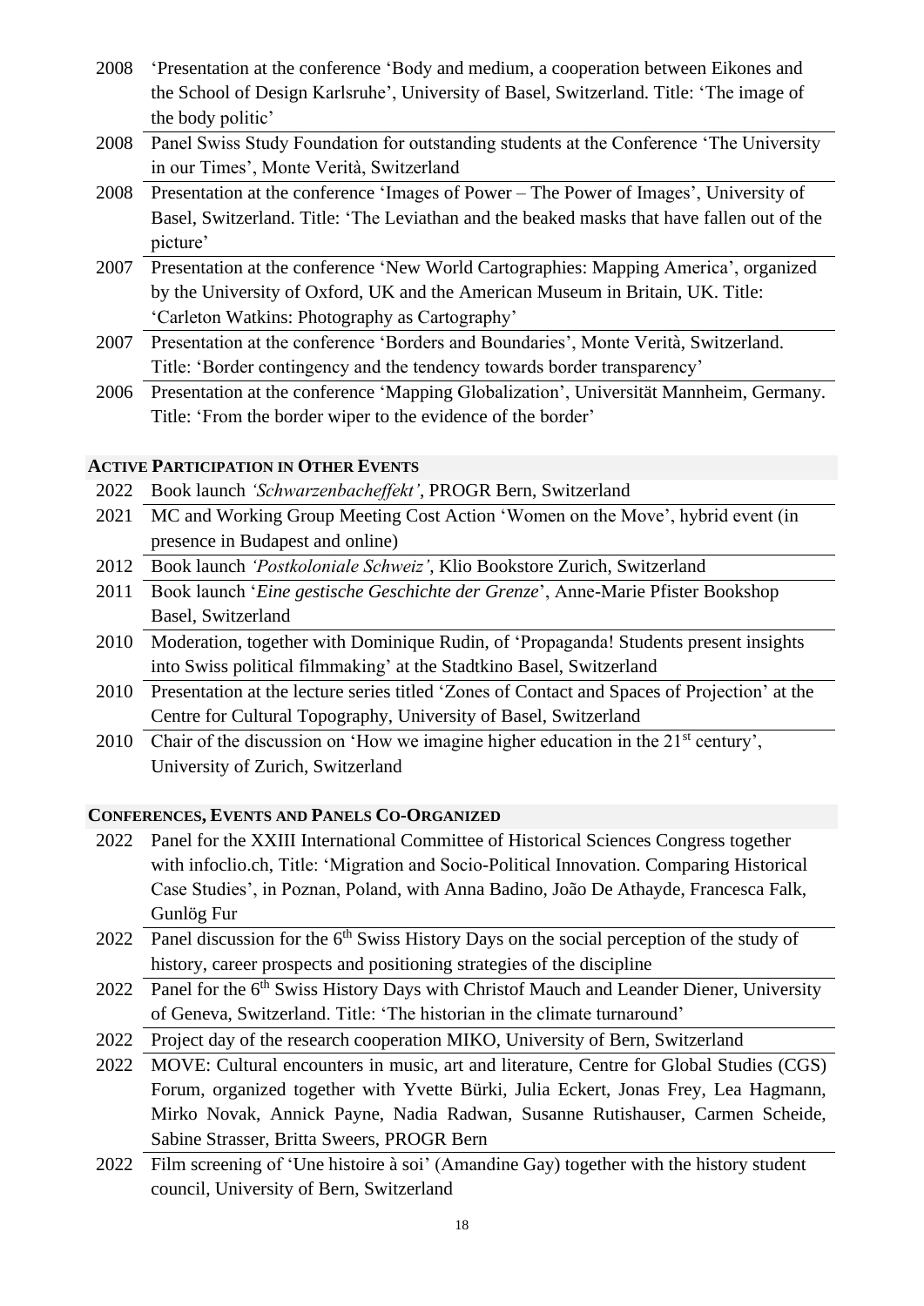2008 'Presentation at the conference 'Body and medium, a cooperation between Eikones and the School of Design Karlsruhe', University of Basel, Switzerland. Title: 'The image of the body politic'

2008 Panel Swiss Study Foundation for outstanding students at the Conference 'The University in our Times', Monte Verità, Switzerland

2008 Presentation at the conference 'Images of Power – The Power of Images', University of Basel, Switzerland. Title: 'The Leviathan and the beaked masks that have fallen out of the picture'

2007 Presentation at the conference 'New World Cartographies: Mapping America', organized by the University of Oxford, UK and the American Museum in Britain, UK. Title: 'Carleton Watkins: Photography as Cartography'

2007 Presentation at the conference 'Borders and Boundaries', Monte Verità, Switzerland. Title: 'Border contingency and the tendency towards border transparency'

2006 Presentation at the conference 'Mapping Globalization', Universität Mannheim, Germany. Title: 'From the border wiper to the evidence of the border'

## Active Participation in Other Events

2022 Book launch *'Schwarzenbacheffekt'*, PROGR Bern, Switzerland

2021 MC and Working Group Meeting Cost Action 'Women on the Move', hybrid event (in presence in Budapest and online)

2012 Book launch *'Postkoloniale Schweiz'*, Klio Bookstore Zurich, Switzerland

2011 Book launch '*Eine gestische Geschichte der Grenze*', Anne-Marie Pfister Bookshop Basel, Switzerland

2010 Moderation, together with Dominique Rudin, of 'Propaganda! Students present insights into Swiss political filmmaking' at the Stadtkino Basel, Switzerland

2010 Presentation at the lecture series titled 'Zones of Contact and Spaces of Projection' at the Centre for Cultural Topography, University of Basel, Switzerland

2010 Chair of the discussion on 'How we imagine higher education in the 21st century', University of Zurich, Switzerland

## Conferences, Events and Panels Co-Organized

2022 Panel for the XXIII International Committee of Historical Sciences Congress together with infoclio.ch, Title: 'Migration and Socio-Political Innovation. Comparing Historical Case Studies', in Poznan, Poland, with Anna Badino, João De Athayde, Francesca Falk, Gunlög Fur

2022 Panel discussion for the 6th Swiss History Days on the social perception of the study of history, career prospects and positioning strategies of the discipline

2022 Panel for the 6th Swiss History Days with Christof Mauch and Leander Diener, University of Geneva, Switzerland. Title: 'The historian in the climate turnaround'

2022 Project day of the research cooperation MIKO, University of Bern, Switzerland

2022 MOVE: Cultural encounters in music, art and literature, Centre for Global Studies (CGS) Forum, organized together with Yvette Bürki, Julia Eckert, Jonas Frey, Lea Hagmann, Mirko Novak, Annick Payne, Nadia Radwan, Susanne Rutishauser, Carmen Scheide, Sabine Strasser, Britta Sweers, PROGR Bern

2022 Film screening of 'Une histoire à soi' (Amandine Gay) together with the history student council, University of Bern, Switzerland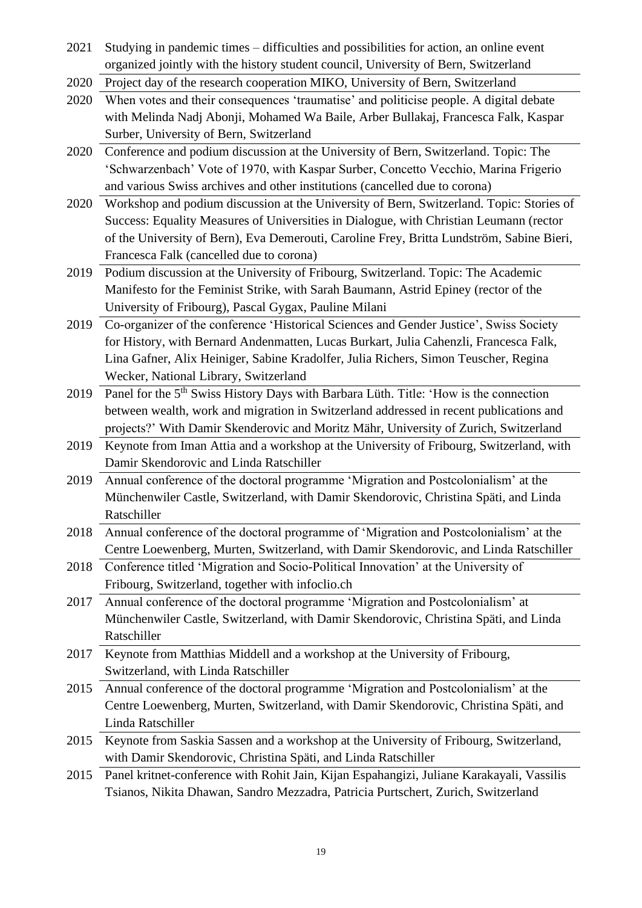| | |
|---|---|
| 2021 | Studying in pandemic times – difficulties and possibilities for action, an online event organized jointly with the history student council, University of Bern, Switzerland |
| 2020 | Project day of the research cooperation MIKO, University of Bern, Switzerland |
| 2020 | When votes and their consequences 'traumatise' and politicise people. A digital debate with Melinda Nadj Abonji, Mohamed Wa Baile, Arber Bullakaj, Francesca Falk, Kaspar Surber, University of Bern, Switzerland |
| 2020 | Conference and podium discussion at the University of Bern, Switzerland. Topic: The 'Schwarzenbach' Vote of 1970, with Kaspar Surber, Concetto Vecchio, Marina Frigerio and various Swiss archives and other institutions (cancelled due to corona) |
| 2020 | Workshop and podium discussion at the University of Bern, Switzerland. Topic: Stories of Success: Equality Measures of Universities in Dialogue, with Christian Leumann (rector of the University of Bern), Eva Demerouti, Caroline Frey, Britta Lundström, Sabine Bieri, Francesca Falk (cancelled due to corona) |
| 2019 | Podium discussion at the University of Fribourg, Switzerland. Topic: The Academic Manifesto for the Feminist Strike, with Sarah Baumann, Astrid Epiney (rector of the University of Fribourg), Pascal Gygax, Pauline Milani |
| 2019 | Co-organizer of the conference 'Historical Sciences and Gender Justice', Swiss Society for History, with Bernard Andenmatten, Lucas Burkart, Julia Cahenzli, Francesca Falk, Lina Gafner, Alix Heiniger, Sabine Kradolfer, Julia Richers, Simon Teuscher, Regina Wecker, National Library, Switzerland |
| 2019 | Panel for the 5th Swiss History Days with Barbara Lüth. Title: 'How is the connection between wealth, work and migration in Switzerland addressed in recent publications and projects?' With Damir Skenderovic and Moritz Mähr, University of Zurich, Switzerland |
| 2019 | Keynote from Iman Attia and a workshop at the University of Fribourg, Switzerland, with Damir Skendorovic and Linda Ratschiller |
| 2019 | Annual conference of the doctoral programme 'Migration and Postcolonialism' at the Münchenwiler Castle, Switzerland, with Damir Skendorovic, Christina Späti, and Linda Ratschiller |
| 2018 | Annual conference of the doctoral programme of 'Migration and Postcolonialism' at the Centre Loewenberg, Murten, Switzerland, with Damir Skendorovic, and Linda Ratschiller |
| 2018 | Conference titled 'Migration and Socio-Political Innovation' at the University of Fribourg, Switzerland, together with infoclio.ch |
| 2017 | Annual conference of the doctoral programme 'Migration and Postcolonialism' at Münchenwiler Castle, Switzerland, with Damir Skendorovic, Christina Späti, and Linda Ratschiller |
| 2017 | Keynote from Matthias Middell and a workshop at the University of Fribourg, Switzerland, with Linda Ratschiller |
| 2015 | Annual conference of the doctoral programme 'Migration and Postcolonialism' at the Centre Loewenberg, Murten, Switzerland, with Damir Skendorovic, Christina Späti, and Linda Ratschiller |
| 2015 | Keynote from Saskia Sassen and a workshop at the University of Fribourg, Switzerland, with Damir Skendorovic, Christina Späti, and Linda Ratschiller |
| 2015 | Panel kritnet-conference with Rohit Jain, Kijan Espahangizi, Juliane Karakayali, Vassilis Tsianos, Nikita Dhawan, Sandro Mezzadra, Patricia Purtschert, Zurich, Switzerland |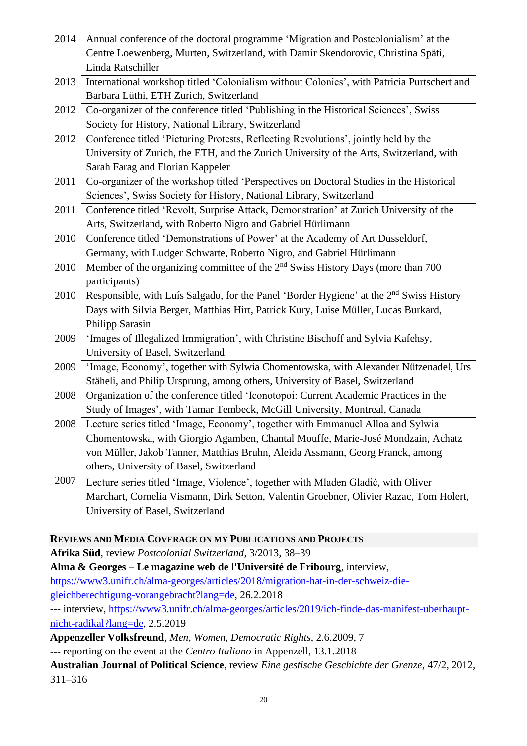| | |
|---|---|
| 2014 | Annual conference of the doctoral programme 'Migration and Postcolonialism' at the Centre Loewenberg, Murten, Switzerland, with Damir Skenderovic, Christina Späti, Linda Ratschiller |
| 2013 | International workshop titled 'Colonialism without Colonies', with Patricia Purtschert and Barbara Lüthi, ETH Zurich, Switzerland |
| 2012 | Co-organizer of the conference titled 'Publishing in the Historical Sciences', Swiss Society for History, National Library, Switzerland |
| 2012 | Conference titled 'Picturing Protests, Reflecting Revolutions', jointly held by the University of Zurich, the ETH, and the Zurich University of the Arts, Switzerland, with Sarah Farag and Florian Kappeler |
| 2011 | Co-organizer of the workshop titled 'Perspectives on Doctoral Studies in the Historical Sciences', Swiss Society for History, National Library, Switzerland |
| 2011 | Conference titled 'Revolt, Surprise Attack, Demonstration' at Zurich University of the Arts, Switzerland**,** with Roberto Nigro and Gabriel Hürlimann |
| 2010 | Conference titled 'Demonstrations of Power' at the Academy of Art Dusseldorf, Germany, with Ludger Schwarte, Roberto Nigro, and Gabriel Hürlimann |
| 2010 | Member of the organizing committee of the 2nd Swiss History Days (more than 700 participants) |
| 2010 | Responsible, with Luís Salgado, for the Panel 'Border Hygiene' at the 2nd Swiss History Days with Silvia Berger, Matthias Hirt, Patrick Kury, Luise Müller, Lucas Burkard, Philipp Sarasin |
| 2009 | 'Images of Illegalized Immigration', with Christine Bischoff and Sylvia Kafehsy, University of Basel, Switzerland |
| 2009 | 'Image, Economy', together with Sylwia Chomentowska, with Alexander Nützenadel, Urs Stäheli, and Philip Ursprung, among others, University of Basel, Switzerland |
| 2008 | Organization of the conference titled 'Iconotopoi: Current Academic Practices in the Study of Images', with Tamar Tembeck, McGill University, Montreal, Canada |
| 2008 | Lecture series titled 'Image, Economy', together with Emmanuel Alloa and Sylwia Chomentowska, with Giorgio Agamben, Chantal Mouffe, Marie-José Mondzain, Achatz von Müller, Jakob Tanner, Matthias Bruhn, Aleida Assmann, Georg Franck, among others, University of Basel, Switzerland |
| 2007 | Lecture series titled 'Image, Violence', together with Mladen Gladić, with Oliver Marchart, Cornelia Vismann, Dirk Setton, Valentin Groebner, Olivier Razac, Tom Holert, University of Basel, Switzerland |

## Reviews and Media Coverage on my Publications and Projects

**Afrika Süd**, review *Postcolonial Switzerland*, 3/2013, 38–39

**Alma & Georges – Le magazine web de l'Université de Fribourg**, interview, https://www3.unifr.ch/alma-georges/articles/2018/migration-hat-in-der-schweiz-die-gleichberechtigung-vorangebracht?lang=de, 26.2.2018

--- interview, https://www3.unifr.ch/alma-georges/articles/2019/ich-finde-das-manifest-uberhaupt-nicht-radikal?lang=de, 2.5.2019

**Appenzeller Volksfreund**, *Men, Women, Democratic Rights*, 2.6.2009, 7

--- reporting on the event at the *Centro Italiano* in Appenzell, 13.1.2018

**Australian Journal of Political Science**, review *Eine gestische Geschichte der Grenze*, 47/2, 2012, 311–316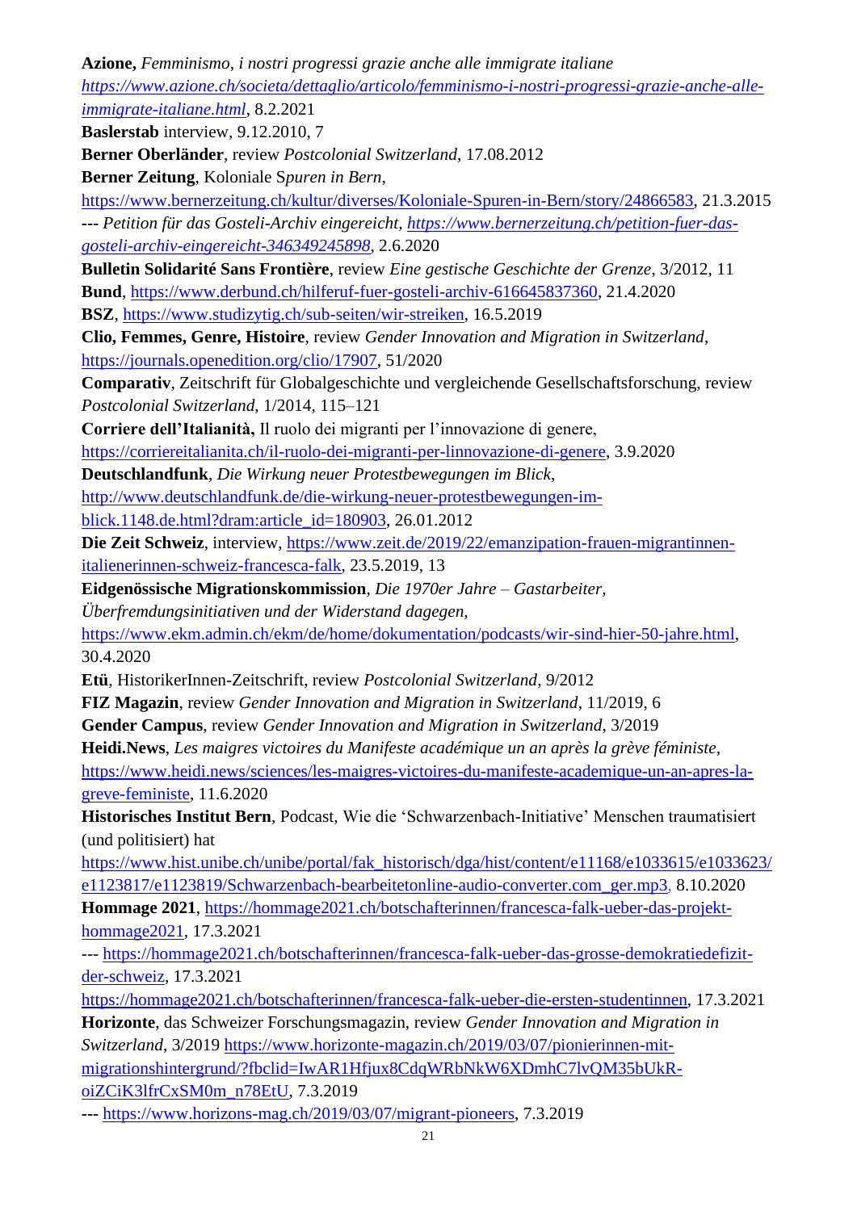**Azione,** *Femminismo, i nostri progressi grazie anche alle immigrate italiane* *https://www.azione.ch/societa/dettaglio/articolo/femminismo-i-nostri-progressi-grazie-anche-alle-immigrate-italiane.html*, 8.2.2021

**Baslerstab** interview, 9.12.2010, 7

**Berner Oberländer**, review *Postcolonial Switzerland*, 17.08.2012

**Berner Zeitung**, Koloniale Spuren in Bern, https://www.bernerzeitung.ch/kultur/diverses/Koloniale-Spuren-in-Bern/story/24866583, 21.3.2015

--- *Petition für das Gosteli-Archiv eingereicht, https://www.bernerzeitung.ch/petition-fuer-das-gosteli-archiv-eingereicht-346349245898*, 2.6.2020

**Bulletin Solidarité Sans Frontière**, review *Eine gestische Geschichte der Grenze*, 3/2012, 11

**Bund**, https://www.derbund.ch/hilferuf-fuer-gosteli-archiv-616645837360, 21.4.2020

**BSZ**, https://www.studizytig.ch/sub-seiten/wir-streiken, 16.5.2019

**Clio, Femmes, Genre, Histoire**, review *Gender Innovation and Migration in Switzerland*, https://journals.openedition.org/clio/17907, 51/2020

**Comparativ**, Zeitschrift für Globalgeschichte und vergleichende Gesellschaftsforschung, review *Postcolonial Switzerland*, 1/2014, 115–121

**Corriere dell'Italianità,** Il ruolo dei migranti per l'innovazione di genere, https://corriereitalianita.ch/il-ruolo-dei-migranti-per-linnovazione-di-genere, 3.9.2020

**Deutschlandfunk**, *Die Wirkung neuer Protestbewegungen im Blick*, http://www.deutschlandfunk.de/die-wirkung-neuer-protestbewegungen-im-blick.1148.de.html?dram:article_id=180903, 26.01.2012

**Die Zeit Schweiz**, interview, https://www.zeit.de/2019/22/emanzipation-frauen-migrantinnen-italienerinnen-schweiz-francesca-falk, 23.5.2019, 13

**Eidgenössische Migrationskommission**, *Die 1970er Jahre – Gastarbeiter, Überfremdungsinitiativen und der Widerstand dagegen*, https://www.ekm.admin.ch/ekm/de/home/dokumentation/podcasts/wir-sind-hier-50-jahre.html, 30.4.2020

**Etü**, HistorikerInnen-Zeitschrift, review *Postcolonial Switzerland*, 9/2012

**FIZ Magazin**, review *Gender Innovation and Migration in Switzerland*, 11/2019, 6

**Gender Campus**, review *Gender Innovation and Migration in Switzerland*, 3/2019

**Heidi.News**, *Les maigres victoires du Manifeste académique un an après la grève féministe*, https://www.heidi.news/sciences/les-maigres-victoires-du-manifeste-academique-un-an-apres-la-greve-feministe, 11.6.2020

**Historisches Institut Bern**, Podcast, Wie die 'Schwarzenbach-Initiative' Menschen traumatisiert (und politisiert) hat https://www.hist.unibe.ch/unibe/portal/fak_historisch/dga/hist/content/e11168/e1033615/e1033623/e1123817/e1123819/Schwarzenbach-bearbeitetonline-audio-converter.com_ger.mp3, 8.10.2020

**Hommage 2021**, https://hommage2021.ch/botschafterinnen/francesca-falk-ueber-das-projekt-hommage2021, 17.3.2021

--- https://hommage2021.ch/botschafterinnen/francesca-falk-ueber-das-grosse-demokratiedefizit-der-schweiz, 17.3.2021

https://hommage2021.ch/botschafterinnen/francesca-falk-ueber-die-ersten-studentinnen, 17.3.2021

**Horizonte**, das Schweizer Forschungsmagazin, review *Gender Innovation and Migration in Switzerland*, 3/2019 https://www.horizonte-magazin.ch/2019/03/07/pionierinnen-mit-migrationshintergrund/?fbclid=IwAR1Hfjux8CdqWRbNkW6XDmhC7lvQM35bUkR-oiZCiK3lfrCxSM0m_n78EtU, 7.3.2019

**---** https://www.horizons-mag.ch/2019/03/07/migrant-pioneers, 7.3.2019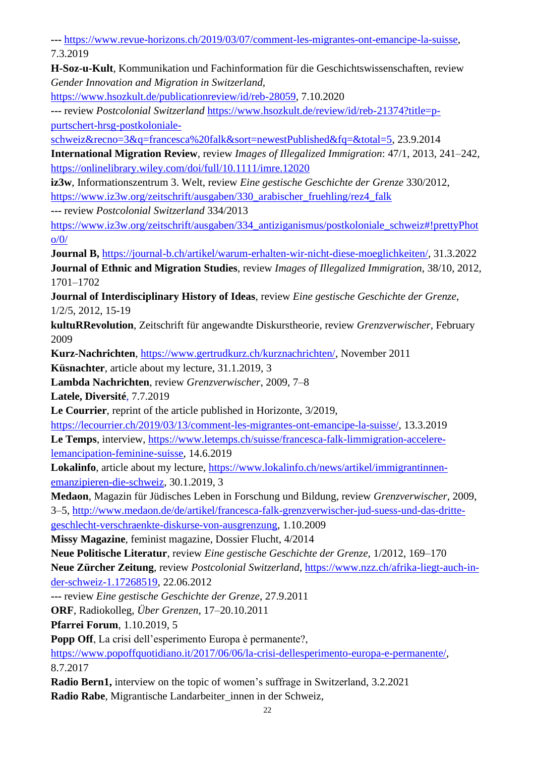--- [https://www.revue-horizons.ch/2019/03/07/comment-les-migrantes-ont-emancipe-la-suisse](https://www.revue-horizons.ch/2019/03/07/comment-les-migrantes-ont-emancipe-la-suisse), 7.3.2019

**H-Soz-u-Kult**, Kommunikation und Fachinformation für die Geschichtswissenschaften, review *Gender Innovation and Migration in Switzerland*, [https://www.hsozkult.de/publicationreview/id/reb-28059](https://www.hsozkult.de/publicationreview/id/reb-28059), 7.10.2020

--- review *Postcolonial Switzerland* [https://www.hsozkult.de/review/id/reb-21374?title=p-purtschert-hrsg-postkoloniale-schweiz&recno=3&q=francesca%20falk&sort=newestPublished&fq=&total=5](https://www.hsozkult.de/review/id/reb-21374?title=p-purtschert-hrsg-postkoloniale-schweiz&recno=3&q=francesca%20falk&sort=newestPublished&fq=&total=5), 23.9.2014

**International Migration Review**, review *Images of Illegalized Immigration*: 47/1, 2013, 241–242, [https://onlinelibrary.wiley.com/doi/full/10.1111/imre.12020](https://onlinelibrary.wiley.com/doi/full/10.1111/imre.12020)

**iz3w**, Informationszentrum 3. Welt, review *Eine gestische Geschichte der Grenze* 330/2012, [https://www.iz3w.org/zeitschrift/ausgaben/330_arabischer_fruehling/rez4_falk](https://www.iz3w.org/zeitschrift/ausgaben/330_arabischer_fruehling/rez4_falk)

--- review *Postcolonial Switzerland* 334/2013 [https://www.iz3w.org/zeitschrift/ausgaben/334_antiziganismus/postkoloniale_schweiz#!prettyPhoto/0/](https://www.iz3w.org/zeitschrift/ausgaben/334_antiziganismus/postkoloniale_schweiz#!prettyPhoto/0/)

**Journal B,** [https://journal-b.ch/artikel/warum-erhalten-wir-nicht-diese-moeglichkeiten/](https://journal-b.ch/artikel/warum-erhalten-wir-nicht-diese-moeglichkeiten/), 31.3.2022

**Journal of Ethnic and Migration Studies**, review *Images of Illegalized Immigration*, 38/10, 2012, 1701–1702

**Journal of Interdisciplinary History of Ideas**, review *Eine gestische Geschichte der Grenze*, 1/2/5, 2012, 15-19

**kultuRRevolution**, Zeitschrift für angewandte Diskurstheorie, review *Grenzverwischer*, February 2009

**Kurz-Nachrichten**, [https://www.gertrudkurz.ch/kurznachrichten/](https://www.gertrudkurz.ch/kurznachrichten/), November 2011

**Küsnachter**, article about my lecture, 31.1.2019, 3

**Lambda Nachrichten**, review *Grenzverwischer*, 2009, 7–8

**Latele, Diversité**, 7.7.2019

**Le Courrier**, reprint of the article published in Horizonte, 3/2019, [https://lecourrier.ch/2019/03/13/comment-les-migrantes-ont-emancipe-la-suisse/](https://lecourrier.ch/2019/03/13/comment-les-migrantes-ont-emancipe-la-suisse/), 13.3.2019

**Le Temps**, interview, [https://www.letemps.ch/suisse/francesca-falk-limmigration-accelere-lemancipation-feminine-suisse](https://www.letemps.ch/suisse/francesca-falk-limmigration-accelere-lemancipation-feminine-suisse), 14.6.2019

**Lokalinfo**, article about my lecture, [https://www.lokalinfo.ch/news/artikel/immigrantinnen-emanzipieren-die-schweiz](https://www.lokalinfo.ch/news/artikel/immigrantinnen-emanzipieren-die-schweiz), 30.1.2019, 3

**Medaon**, Magazin für Jüdisches Leben in Forschung und Bildung, review *Grenzverwischer*, 2009, 3–5, [http://www.medaon.de/de/artikel/francesca-falk-grenzverwischer-jud-suess-und-das-dritte-geschlecht-verschraenkte-diskurse-von-ausgrenzung](http://www.medaon.de/de/artikel/francesca-falk-grenzverwischer-jud-suess-und-das-dritte-geschlecht-verschraenkte-diskurse-von-ausgrenzung), 1.10.2009

**Missy Magazine**, feminist magazine, Dossier Flucht, 4/2014

**Neue Politische Literatur**, review *Eine gestische Geschichte der Grenze*, 1/2012, 169–170

**Neue Zürcher Zeitung**, review *Postcolonial Switzerland*, [https://www.nzz.ch/afrika-liegt-auch-in-der-schweiz-1.17268519](https://www.nzz.ch/afrika-liegt-auch-in-der-schweiz-1.17268519), 22.06.2012

--- review *Eine gestische Geschichte der Grenze*, 27.9.2011

**ORF**, Radiokolleg, *Über Grenzen*, 17–20.10.2011

**Pfarrei Forum**, 1.10.2019, 5

**Popp Off**, La crisi dell'esperimento Europa è permanente?, [https://www.popoffquotidiano.it/2017/06/06/la-crisi-dellesperimento-europa-e-permanente/](https://www.popoffquotidiano.it/2017/06/06/la-crisi-dellesperimento-europa-e-permanente/), 8.7.2017

**Radio Bern1,** interview on the topic of women's suffrage in Switzerland, 3.2.2021

**Radio Rabe**, Migrantische Landarbeiter_innen in der Schweiz,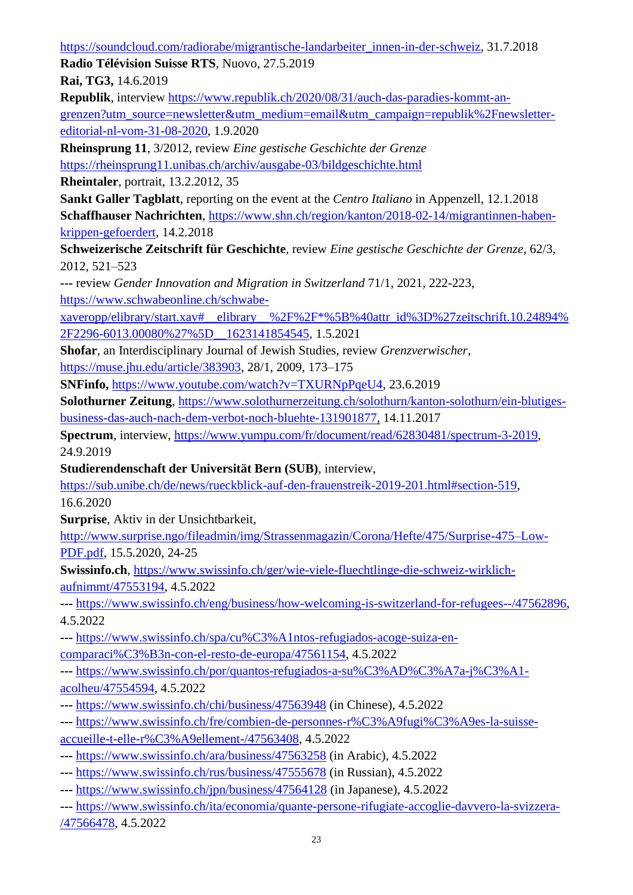https://soundcloud.com/radiorabe/migrantische-landarbeiter_innen-in-der-schweiz, 31.7.2018

**Radio Télévision Suisse RTS**, Nuovo, 27.5.2019

**Rai, TG3,** 14.6.2019

**Republik**, interview https://www.republik.ch/2020/08/31/auch-das-paradies-kommt-an-grenzen?utm_source=newsletter&utm_medium=email&utm_campaign=republik%2Fnewsletter-editorial-nl-vom-31-08-2020, 1.9.2020

**Rheinsprung 11**, 3/2012, review *Eine gestische Geschichte der Grenze* https://rheinsprung11.unibas.ch/archiv/ausgabe-03/bildgeschichte.html

**Rheintaler**, portrait, 13.2.2012, 35

**Sankt Galler Tagblatt**, reporting on the event at the *Centro Italiano* in Appenzell, 12.1.2018

**Schaffhauser Nachrichten**, https://www.shn.ch/region/kanton/2018-02-14/migrantinnen-haben-krippen-gefoerdert, 14.2.2018

**Schweizerische Zeitschrift für Geschichte**, review *Eine gestische Geschichte der Grenze,* 62/3, 2012, 521–523

--- review *Gender Innovation and Migration in Switzerland* 71/1, 2021, 222-223, https://www.schwabeonline.ch/schwabe-xaveropp/elibrary/start.xav#__elibrary__%2F%2F*%5B%40attr_id%3D%27zeitschrift.10.24894%2F2296-6013.00080%27%5D__1623141854545, 1.5.2021

**Shofar**, an Interdisciplinary Journal of Jewish Studies, review *Grenzverwischer*, https://muse.jhu.edu/article/383903, 28/1, 2009, 173–175

**SNFinfo,** https://www.youtube.com/watch?v=TXURNpPqeU4, 23.6.2019

**Solothurner Zeitung**, https://www.solothurnerzeitung.ch/solothurn/kanton-solothurn/ein-blutiges-business-das-auch-nach-dem-verbot-noch-bluehte-131901877, 14.11.2017

**Spectrum**, interview, https://www.yumpu.com/fr/document/read/62830481/spectrum-3-2019, 24.9.2019

**Studierendenschaft der Universität Bern (SUB)**, interview, https://sub.unibe.ch/de/news/rueckblick-auf-den-frauenstreik-2019-201.html#section-519, 16.6.2020

**Surprise**, Aktiv in der Unsichtbarkeit, http://www.surprise.ngo/fileadmin/img/Strassenmagazin/Corona/Hefte/475/Surprise-475–Low-PDF.pdf, 15.5.2020, 24-25

**Swissinfo.ch**, https://www.swissinfo.ch/ger/wie-viele-fluechtlinge-die-schweiz-wirklich-aufnimmt/47553194, 4.5.2022

--- https://www.swissinfo.ch/eng/business/how-welcoming-is-switzerland-for-refugees--/47562896, 4.5.2022

--- https://www.swissinfo.ch/spa/cu%C3%A1ntos-refugiados-acoge-suiza-en-comparaci%C3%B3n-con-el-resto-de-europa/47561154, 4.5.2022

--- https://www.swissinfo.ch/por/quantos-refugiados-a-su%C3%AD%C3%A7a-j%C3%A1-acolheu/47554594, 4.5.2022

--- https://www.swissinfo.ch/chi/business/47563948 (in Chinese), 4.5.2022

--- https://www.swissinfo.ch/fre/combien-de-personnes-r%C3%A9fugi%C3%A9es-la-suisse-accueille-t-elle-r%C3%A9ellement-/47563408, 4.5.2022

--- https://www.swissinfo.ch/ara/business/47563258 (in Arabic), 4.5.2022

--- https://www.swissinfo.ch/rus/business/47555678 (in Russian), 4.5.2022

--- https://www.swissinfo.ch/jpn/business/47564128 (in Japanese), 4.5.2022

--- https://www.swissinfo.ch/ita/economia/quante-persone-rifugiate-accoglie-davvero-la-svizzera-/47566478, 4.5.2022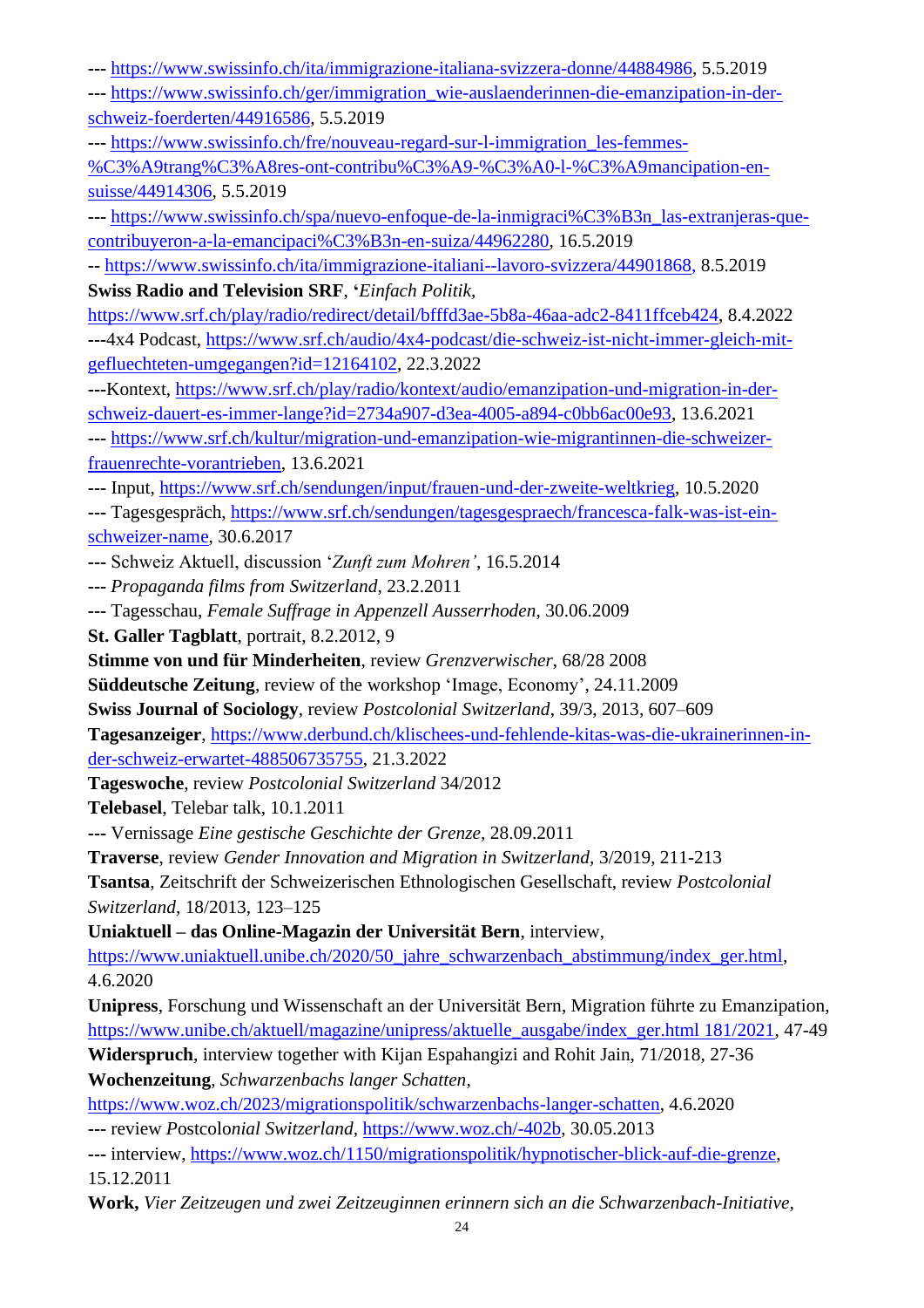--- https://www.swissinfo.ch/ita/immigrazione-italiana-svizzera-donne/44884986, 5.5.2019

--- https://www.swissinfo.ch/ger/immigration_wie-auslaenderinnen-die-emanzipation-in-der-schweiz-foerderten/44916586, 5.5.2019

--- https://www.swissinfo.ch/fre/nouveau-regard-sur-l-immigration_les-femmes-%C3%A9trang%C3%A8res-ont-contribu%C3%A9-%C3%A0-l-%C3%A9mancipation-en-suisse/44914306, 5.5.2019

--- https://www.swissinfo.ch/spa/nuevo-enfoque-de-la-inmigraci%C3%B3n_las-extranjeras-que-contribuyeron-a-la-emancipaci%C3%B3n-en-suiza/44962280, 16.5.2019

-- https://www.swissinfo.ch/ita/immigrazione-italiani--lavoro-svizzera/44901868, 8.5.2019

**Swiss Radio and Television SRF**, '*Einfach Politik*, https://www.srf.ch/play/radio/redirect/detail/bfffd3ae-5b8a-46aa-adc2-8411ffceb424, 8.4.2022

---4x4 Podcast, https://www.srf.ch/audio/4x4-podcast/die-schweiz-ist-nicht-immer-gleich-mit-gefluechteten-umgegangen?id=12164102, 22.3.2022

---Kontext, https://www.srf.ch/play/radio/kontext/audio/emanzipation-und-migration-in-der-schweiz-dauert-es-immer-lange?id=2734a907-d3ea-4005-a894-c0bb6ac00e93, 13.6.2021

--- https://www.srf.ch/kultur/migration-und-emanzipation-wie-migrantinnen-die-schweizer-frauenrechte-vorantrieben, 13.6.2021

--- Input, https://www.srf.ch/sendungen/input/frauen-und-der-zweite-weltkrieg, 10.5.2020

--- Tagesgespräch, https://www.srf.ch/sendungen/tagesgespraech/francesca-falk-was-ist-ein-schweizer-name, 30.6.2017

--- Schweiz Aktuell, discussion '*Zunft zum Mohren'*, 16.5.2014

--- *Propaganda films from Switzerland*, 23.2.2011

--- Tagesschau, *Female Suffrage in Appenzell Ausserrhoden*, 30.06.2009

**St. Galler Tagblatt**, portrait, 8.2.2012, 9

**Stimme von und für Minderheiten**, review *Grenzverwischer*, 68/28 2008

**Süddeutsche Zeitung**, review of the workshop 'Image, Economy', 24.11.2009

**Swiss Journal of Sociology**, review *Postcolonial Switzerland*, 39/3, 2013, 607–609

**Tagesanzeiger**, https://www.derbund.ch/klischees-und-fehlende-kitas-was-die-ukrainerinnen-in-der-schweiz-erwartet-488506735755, 21.3.2022

**Tageswoche**, review *Postcolonial Switzerland* 34/2012

**Telebasel**, Telebar talk, 10.1.2011

--- Vernissage *Eine gestische Geschichte der Grenze*, 28.09.2011

**Traverse**, review *Gender Innovation and Migration in Switzerland*, 3/2019, 211-213

**Tsantsa**, Zeitschrift der Schweizerischen Ethnologischen Gesellschaft, review *Postcolonial Switzerland*, 18/2013, 123–125

**Uniaktuell – das Online-Magazin der Universität Bern**, interview, https://www.uniaktuell.unibe.ch/2020/50_jahre_schwarzenbach_abstimmung/index_ger.html, 4.6.2020

**Unipress**, Forschung und Wissenschaft an der Universität Bern, Migration führte zu Emanzipation, https://www.unibe.ch/aktuell/magazine/unipress/aktuelle_ausgabe/index_ger.html 181/2021, 47-49

**Widerspruch**, interview together with Kijan Espahangizi and Rohit Jain, 71/2018, 27-36

**Wochenzeitung**, *Schwarzenbachs langer Schatten*, https://www.woz.ch/2023/migrationspolitik/schwarzenbachs-langer-schatten, 4.6.2020

--- review *Postcolonial Switzerland*, https://www.woz.ch/-402b, 30.05.2013

--- interview, https://www.woz.ch/1150/migrationspolitik/hypnotischer-blick-auf-die-grenze, 15.12.2011

**Work,** *Vier Zeitzeugen und zwei Zeitzeuginnen erinnern sich an die Schwarzenbach-Initiative*,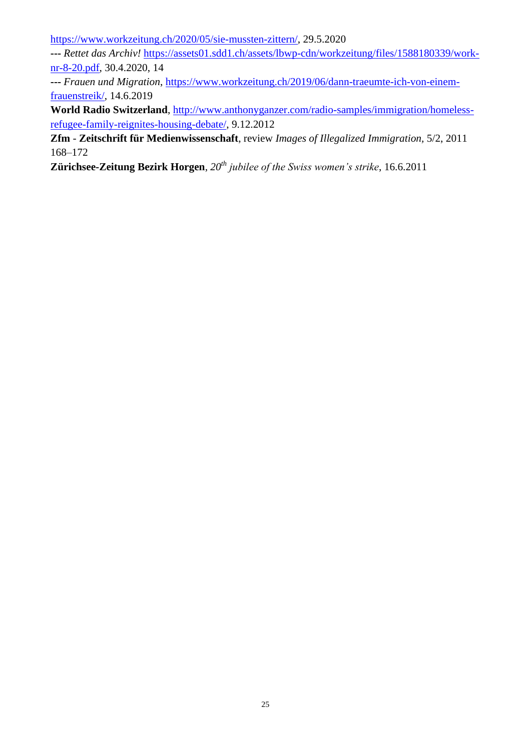https://www.workzeitung.ch/2020/05/sie-mussten-zittern/, 29.5.2020

--- *Rettet das Archiv!* https://assets01.sdd1.ch/assets/lbwp-cdn/workzeitung/files/1588180339/work-nr-8-20.pdf, 30.4.2020, 14

--- *Frauen und Migration*, https://www.workzeitung.ch/2019/06/dann-traeumte-ich-von-einem-frauenstreik/, 14.6.2019

**World Radio Switzerland**, http://www.anthonyganzer.com/radio-samples/immigration/homeless-refugee-family-reignites-housing-debate/, 9.12.2012

**Zfm - Zeitschrift für Medienwissenschaft**, review *Images of Illegalized Immigration*, 5/2, 2011 168–172

**Zürichsee-Zeitung Bezirk Horgen**, *20th jubilee of the Swiss women's strike*, 16.6.2011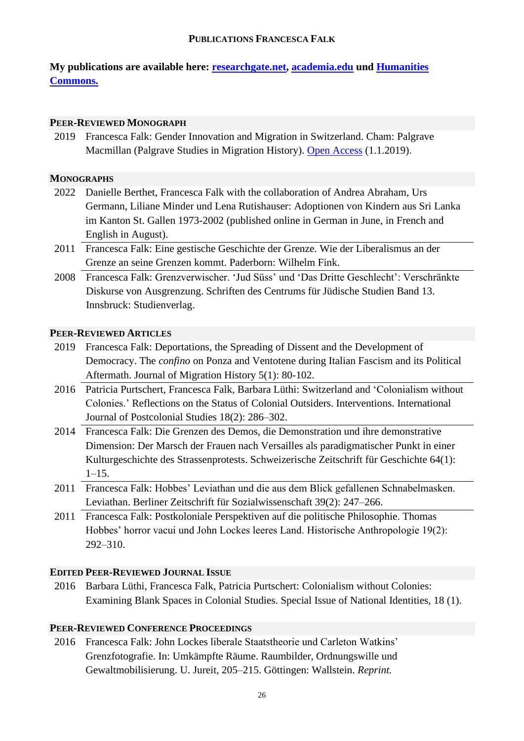# PUBLICATIONS FRANCESCA FALK

**My publications are available here: researchgate.net, academia.edu und Humanities Commons.**

## PEER-REVIEWED MONOGRAPH

2019 Francesca Falk: Gender Innovation and Migration in Switzerland. Cham: Palgrave Macmillan (Palgrave Studies in Migration History). Open Access (1.1.2019).

## MONOGRAPHS

2022 Danielle Berthet, Francesca Falk with the collaboration of Andrea Abraham, Urs Germann, Liliane Minder und Lena Rutishauser: Adoptionen von Kindern aus Sri Lanka im Kanton St. Gallen 1973-2002 (published online in German in June, in French and English in August).

2011 Francesca Falk: Eine gestische Geschichte der Grenze. Wie der Liberalismus an der Grenze an seine Grenzen kommt. Paderborn: Wilhelm Fink.

2008 Francesca Falk: Grenzverwischer. 'Jud Süss' und 'Das Dritte Geschlecht': Verschränkte Diskurse von Ausgrenzung. Schriften des Centrums für Jüdische Studien Band 13. Innsbruck: Studienverlag.

## PEER-REVIEWED ARTICLES

2019 Francesca Falk: Deportations, the Spreading of Dissent and the Development of Democracy. The *confino* on Ponza and Ventotene during Italian Fascism and its Political Aftermath. Journal of Migration History 5(1): 80-102.

2016 Patricia Purtschert, Francesca Falk, Barbara Lüthi: Switzerland and 'Colonialism without Colonies.' Reflections on the Status of Colonial Outsiders. Interventions. International Journal of Postcolonial Studies 18(2): 286–302.

2014 Francesca Falk: Die Grenzen des Demos, die Demonstration und ihre demonstrative Dimension: Der Marsch der Frauen nach Versailles als paradigmatischer Punkt in einer Kulturgeschichte des Strassenprotests. Schweizerische Zeitschrift für Geschichte 64(1): 1–15.

2011 Francesca Falk: Hobbes' Leviathan und die aus dem Blick gefallenen Schnabelmasken. Leviathan. Berliner Zeitschrift für Sozialwissenschaft 39(2): 247–266.

2011 Francesca Falk: Postkoloniale Perspektiven auf die politische Philosophie. Thomas Hobbes' horror vacui und John Lockes leeres Land. Historische Anthropologie 19(2): 292–310.

## EDITED PEER-REVIEWED JOURNAL ISSUE

2016 Barbara Lüthi, Francesca Falk, Patricia Purtschert: Colonialism without Colonies: Examining Blank Spaces in Colonial Studies. Special Issue of National Identities, 18 (1).

## PEER-REVIEWED CONFERENCE PROCEEDINGS

2016 Francesca Falk: John Lockes liberale Staatstheorie und Carleton Watkins' Grenzfotografie. In: Umkämpfte Räume. Raumbilder, Ordnungswille und Gewaltmobilisierung. U. Jureit, 205–215. Göttingen: Wallstein. *Reprint.*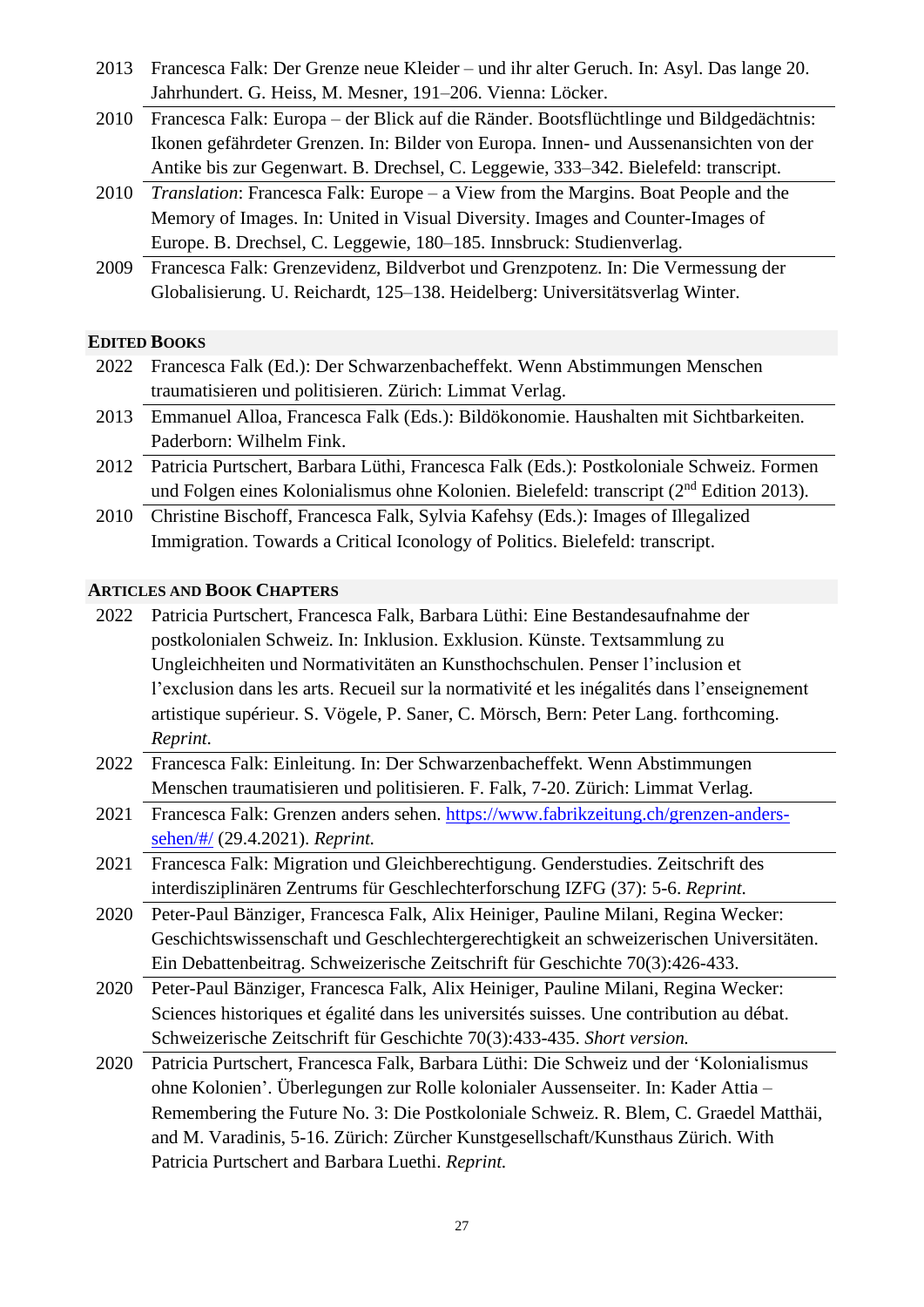| | |
|---|---|
| 2013 | Francesca Falk: Der Grenze neue Kleider – und ihr alter Geruch. In: Asyl. Das lange 20. Jahrhundert. G. Heiss, M. Mesner, 191–206. Vienna: Löcker. |
| 2010 | Francesca Falk: Europa – der Blick auf die Ränder. Bootsflüchtlinge und Bildgedächtnis: Ikonen gefährdeter Grenzen. In: Bilder von Europa. Innen- und Aussenansichten von der Antike bis zur Gegenwart. B. Drechsel, C. Leggewie, 333–342. Bielefeld: transcript. |
| 2010 | *Translation*: Francesca Falk: Europe – a View from the Margins. Boat People and the Memory of Images. In: United in Visual Diversity. Images and Counter-Images of Europe. B. Drechsel, C. Leggewie, 180–185. Innsbruck: Studienverlag. |
| 2009 | Francesca Falk: Grenzevidenz, Bildverbot und Grenzpotenz. In: Die Vermessung der Globalisierung. U. Reichardt, 125–138. Heidelberg: Universitätsverlag Winter. |

## Edited Books

| | |
|---|---|
| 2022 | Francesca Falk (Ed.): Der Schwarzenbacheffekt. Wenn Abstimmungen Menschen traumatisieren und politisieren. Zürich: Limmat Verlag. |
| 2013 | Emmanuel Alloa, Francesca Falk (Eds.): Bildökonomie. Haushalten mit Sichtbarkeiten. Paderborn: Wilhelm Fink. |
| 2012 | Patricia Purtschert, Barbara Lüthi, Francesca Falk (Eds.): Postkoloniale Schweiz. Formen und Folgen eines Kolonialismus ohne Kolonien. Bielefeld: transcript (2nd Edition 2013). |
| 2010 | Christine Bischoff, Francesca Falk, Sylvia Kafehsy (Eds.): Images of Illegalized Immigration. Towards a Critical Iconology of Politics. Bielefeld: transcript. |

## Articles and Book Chapters

| | |
|---|---|
| 2022 | Patricia Purtschert, Francesca Falk, Barbara Lüthi: Eine Bestandesaufnahme der postkolonialen Schweiz. In: Inklusion. Exklusion. Künste. Textsammlung zu Ungleichheiten und Normativitäten an Kunsthochschulen. Penser l'inclusion et l'exclusion dans les arts. Recueil sur la normativité et les inégalités dans l'enseignement artistique supérieur. S. Vögele, P. Saner, C. Mörsch, Bern: Peter Lang. forthcoming. *Reprint*. |
| 2022 | Francesca Falk: Einleitung. In: Der Schwarzenbacheffekt. Wenn Abstimmungen Menschen traumatisieren und politisieren. F. Falk, 7-20. Zürich: Limmat Verlag. |
| 2021 | Francesca Falk: Grenzen anders sehen. https://www.fabrikzeitung.ch/grenzen-anders-sehen/#/ (29.4.2021). *Reprint.* |
| 2021 | Francesca Falk: Migration und Gleichberechtigung. Genderstudies. Zeitschrift des interdisziplinären Zentrums für Geschlechterforschung IZFG (37): 5-6. *Reprint.* |
| 2020 | Peter-Paul Bänziger, Francesca Falk, Alix Heiniger, Pauline Milani, Regina Wecker: Geschichtswissenschaft und Geschlechtergerechtigkeit an schweizerischen Universitäten. Ein Debattenbeitrag. Schweizerische Zeitschrift für Geschichte 70(3):426-433. |
| 2020 | Peter-Paul Bänziger, Francesca Falk, Alix Heiniger, Pauline Milani, Regina Wecker: Sciences historiques et égalité dans les universités suisses. Une contribution au débat. Schweizerische Zeitschrift für Geschichte 70(3):433-435. *Short version.* |
| 2020 | Patricia Purtschert, Francesca Falk, Barbara Lüthi: Die Schweiz und der 'Kolonialismus ohne Kolonien'. Überlegungen zur Rolle kolonialer Aussenseiter. In: Kader Attia – Remembering the Future No. 3: Die Postkoloniale Schweiz. R. Blem, C. Graedel Matthäi, and M. Varadinis, 5-16. Zürich: Zürcher Kunstgesellschaft/Kunsthaus Zürich. With Patricia Purtschert and Barbara Luethi. *Reprint.* |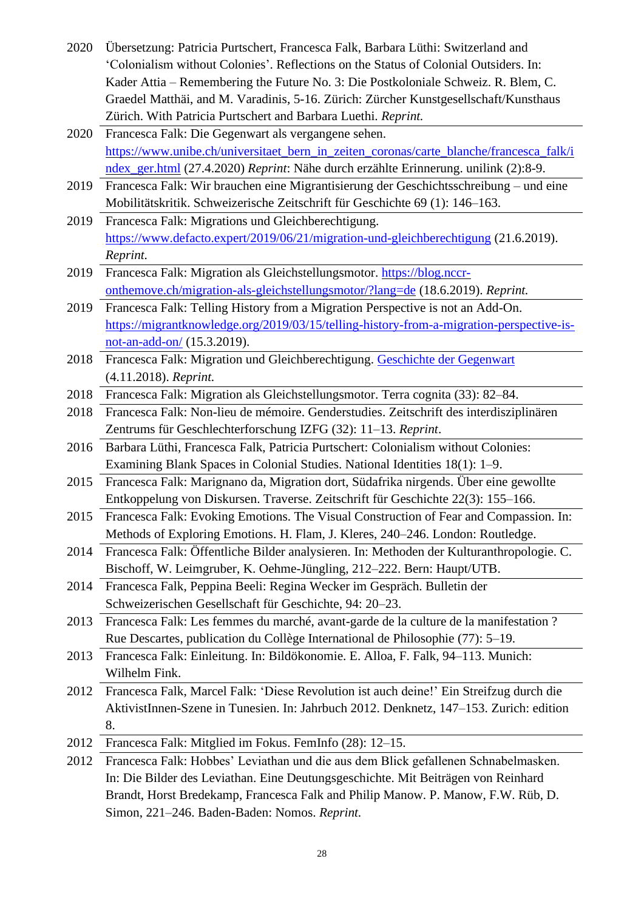| | |
|---|---|
| 2020 | Übersetzung: Patricia Purtschert, Francesca Falk, Barbara Lüthi: Switzerland and 'Colonialism without Colonies'. Reflections on the Status of Colonial Outsiders. In: Kader Attia – Remembering the Future No. 3: Die Postkoloniale Schweiz. R. Blem, C. Graedel Matthäi, and M. Varadinis, 5-16. Zürich: Zürcher Kunstgesellschaft/Kunsthaus Zürich. With Patricia Purtschert and Barbara Luethi. *Reprint.* |
| 2020 | Francesca Falk: Die Gegenwart als vergangene sehen. [https://www.unibe.ch/universitaet_bern_in_zeiten_coronas/carte_blanche/francesca_falk/index_ger.html](https://www.unibe.ch/universitaet_bern_in_zeiten_coronas/carte_blanche/francesca_falk/index_ger.html) (27.4.2020) *Reprint*: Nähe durch erzählte Erinnerung. unilink (2):8-9. |
| 2019 | Francesca Falk: Wir brauchen eine Migrantisierung der Geschichtsschreibung – und eine Mobilitätskritik. Schweizerische Zeitschrift für Geschichte 69 (1): 146–163. |
| 2019 | Francesca Falk: Migrations und Gleichberechtigung. [https://www.defacto.expert/2019/06/21/migration-und-gleichberechtigung](https://www.defacto.expert/2019/06/21/migration-und-gleichberechtigung) (21.6.2019). *Reprint.* |
| 2019 | Francesca Falk: Migration als Gleichstellungsmotor. [https://blog.nccr-onthemove.ch/migration-als-gleichstellungsmotor/?lang=de](https://blog.nccr-onthemove.ch/migration-als-gleichstellungsmotor/?lang=de) (18.6.2019). *Reprint.* |
| 2019 | Francesca Falk: Telling History from a Migration Perspective is not an Add-On. [https://migrantknowledge.org/2019/03/15/telling-history-from-a-migration-perspective-is-not-an-add-on/](https://migrantknowledge.org/2019/03/15/telling-history-from-a-migration-perspective-is-not-an-add-on/) (15.3.2019). |
| 2018 | Francesca Falk: Migration und Gleichberechtigung. Geschichte der Gegenwart (4.11.2018). *Reprint.* |
| 2018 | Francesca Falk: Migration als Gleichstellungsmotor. Terra cognita (33): 82–84. |
| 2018 | Francesca Falk: Non-lieu de mémoire. Genderstudies. Zeitschrift des interdisziplinären Zentrums für Geschlechterforschung IZFG (32): 11–13. *Reprint*. |
| 2016 | Barbara Lüthi, Francesca Falk, Patricia Purtschert: Colonialism without Colonies: Examining Blank Spaces in Colonial Studies. National Identities 18(1): 1–9. |
| 2015 | Francesca Falk: Marignano da, Migration dort, Südafrika nirgends. Über eine gewollte Entkoppelung von Diskursen. Traverse. Zeitschrift für Geschichte 22(3): 155–166. |
| 2015 | Francesca Falk: Evoking Emotions. The Visual Construction of Fear and Compassion. In: Methods of Exploring Emotions. H. Flam, J. Kleres, 240–246. London: Routledge. |
| 2014 | Francesca Falk: Öffentliche Bilder analysieren. In: Methoden der Kulturanthropologie. C. Bischoff, W. Leimgruber, K. Oehme-Jüngling, 212–222. Bern: Haupt/UTB. |
| 2014 | Francesca Falk, Peppina Beeli: Regina Wecker im Gespräch. Bulletin der Schweizerischen Gesellschaft für Geschichte, 94: 20–23. |
| 2013 | Francesca Falk: Les femmes du marché, avant-garde de la culture de la manifestation ? Rue Descartes, publication du Collège International de Philosophie (77): 5–19. |
| 2013 | Francesca Falk: Einleitung. In: Bildökonomie. E. Alloa, F. Falk, 94–113. Munich: Wilhelm Fink. |
| 2012 | Francesca Falk, Marcel Falk: 'Diese Revolution ist auch deine!' Ein Streifzug durch die AktivistInnen-Szene in Tunesien. In: Jahrbuch 2012. Denknetz, 147–153. Zurich: edition 8. |
| 2012 | Francesca Falk: Mitglied im Fokus. FemInfo (28): 12–15. |
| 2012 | Francesca Falk: Hobbes' Leviathan und die aus dem Blick gefallenen Schnabelmasken. In: Die Bilder des Leviathan. Eine Deutungsgeschichte. Mit Beiträgen von Reinhard Brandt, Horst Bredekamp, Francesca Falk and Philip Manow. P. Manow, F.W. Rüb, D. Simon, 221–246. Baden-Baden: Nomos. *Reprint.* |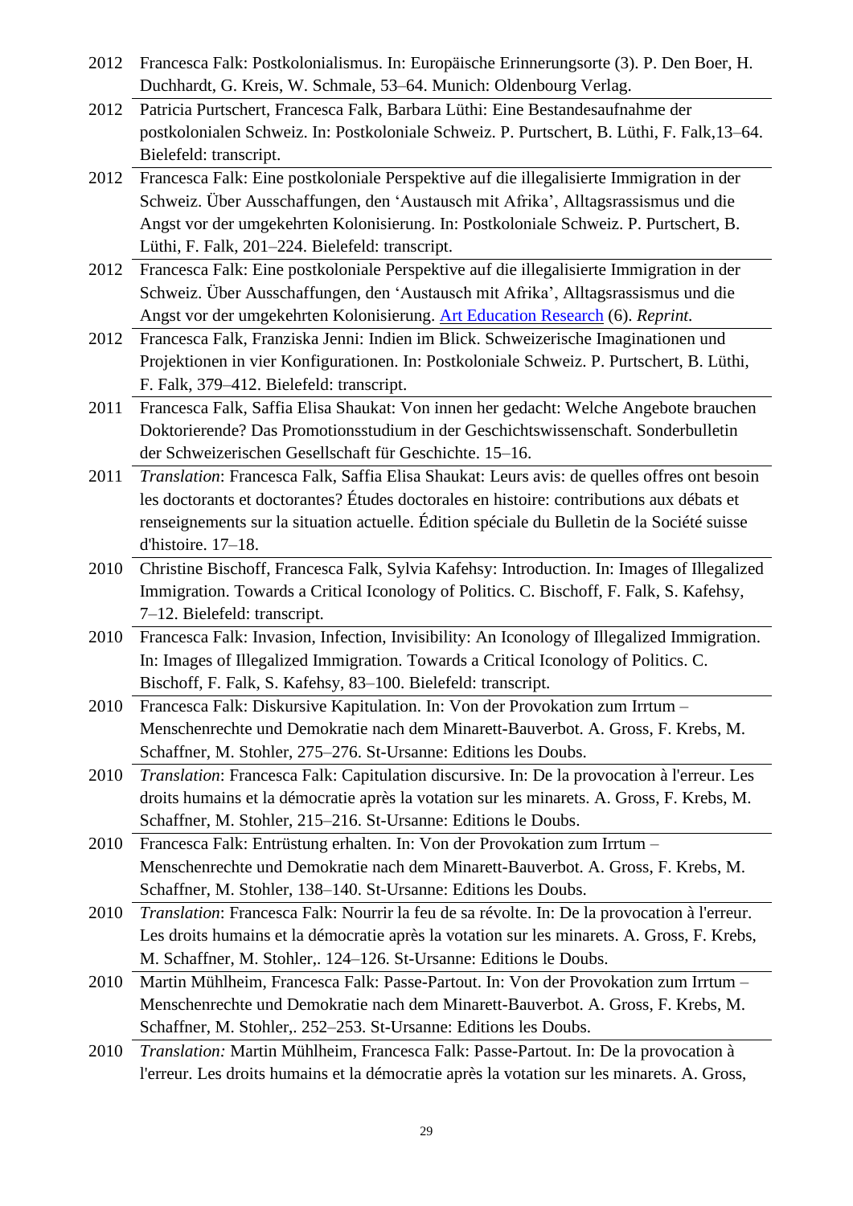| | |
|---|---|
| 2012 | Francesca Falk: Postkolonialismus. In: Europäische Erinnerungsorte (3). P. Den Boer, H. Duchhardt, G. Kreis, W. Schmale, 53–64. Munich: Oldenbourg Verlag. |
| 2012 | Patricia Purtschert, Francesca Falk, Barbara Lüthi: Eine Bestandesaufnahme der postkolonialen Schweiz. In: Postkoloniale Schweiz. P. Purtschert, B. Lüthi, F. Falk,13–64. Bielefeld: transcript. |
| 2012 | Francesca Falk: Eine postkoloniale Perspektive auf die illegalisierte Immigration in der Schweiz. Über Ausschaffungen, den 'Austausch mit Afrika', Alltagsrassismus und die Angst vor der umgekehrten Kolonisierung. In: Postkoloniale Schweiz. P. Purtschert, B. Lüthi, F. Falk, 201–224. Bielefeld: transcript. |
| 2012 | Francesca Falk: Eine postkoloniale Perspektive auf die illegalisierte Immigration in der Schweiz. Über Ausschaffungen, den 'Austausch mit Afrika', Alltagsrassismus und die Angst vor der umgekehrten Kolonisierung. Art Education Research (6). *Reprint.* |
| 2012 | Francesca Falk, Franziska Jenni: Indien im Blick. Schweizerische Imaginationen und Projektionen in vier Konfigurationen. In: Postkoloniale Schweiz. P. Purtschert, B. Lüthi, F. Falk, 379–412. Bielefeld: transcript. |
| 2011 | Francesca Falk, Saffia Elisa Shaukat: Von innen her gedacht: Welche Angebote brauchen Doktorierende? Das Promotionsstudium in der Geschichtswissenschaft. Sonderbulletin der Schweizerischen Gesellschaft für Geschichte. 15–16. |
| 2011 | *Translation*: Francesca Falk, Saffia Elisa Shaukat: Leurs avis: de quelles offres ont besoin les doctorants et doctorantes? Études doctorales en histoire: contributions aux débats et renseignements sur la situation actuelle. Édition spéciale du Bulletin de la Société suisse d'histoire. 17–18. |
| 2010 | Christine Bischoff, Francesca Falk, Sylvia Kafehsy: Introduction. In: Images of Illegalized Immigration. Towards a Critical Iconology of Politics. C. Bischoff, F. Falk, S. Kafehsy, 7–12. Bielefeld: transcript. |
| 2010 | Francesca Falk: Invasion, Infection, Invisibility: An Iconology of Illegalized Immigration. In: Images of Illegalized Immigration. Towards a Critical Iconology of Politics. C. Bischoff, F. Falk, S. Kafehsy, 83–100. Bielefeld: transcript. |
| 2010 | Francesca Falk: Diskursive Kapitulation. In: Von der Provokation zum Irrtum – Menschenrechte und Demokratie nach dem Minarett-Bauverbot. A. Gross, F. Krebs, M. Schaffner, M. Stohler, 275–276. St-Ursanne: Editions les Doubs. |
| 2010 | *Translation*: Francesca Falk: Capitulation discursive. In: De la provocation à l'erreur. Les droits humains et la démocratie après la votation sur les minarets. A. Gross, F. Krebs, M. Schaffner, M. Stohler, 215–216. St-Ursanne: Editions le Doubs. |
| 2010 | Francesca Falk: Entrüstung erhalten. In: Von der Provokation zum Irrtum – Menschenrechte und Demokratie nach dem Minarett-Bauverbot. A. Gross, F. Krebs, M. Schaffner, M. Stohler, 138–140. St-Ursanne: Editions les Doubs. |
| 2010 | *Translation*: Francesca Falk: Nourrir la feu de sa révolte. In: De la provocation à l'erreur. Les droits humains et la démocratie après la votation sur les minarets. A. Gross, F. Krebs, M. Schaffner, M. Stohler,. 124–126. St-Ursanne: Editions le Doubs. |
| 2010 | Martin Mühlheim, Francesca Falk: Passe-Partout. In: Von der Provokation zum Irrtum – Menschenrechte und Demokratie nach dem Minarett-Bauverbot. A. Gross, F. Krebs, M. Schaffner, M. Stohler,. 252–253. St-Ursanne: Editions les Doubs. |
| 2010 | *Translation:* Martin Mühlheim, Francesca Falk: Passe-Partout. In: De la provocation à l'erreur. Les droits humains et la démocratie après la votation sur les minarets. A. Gross, |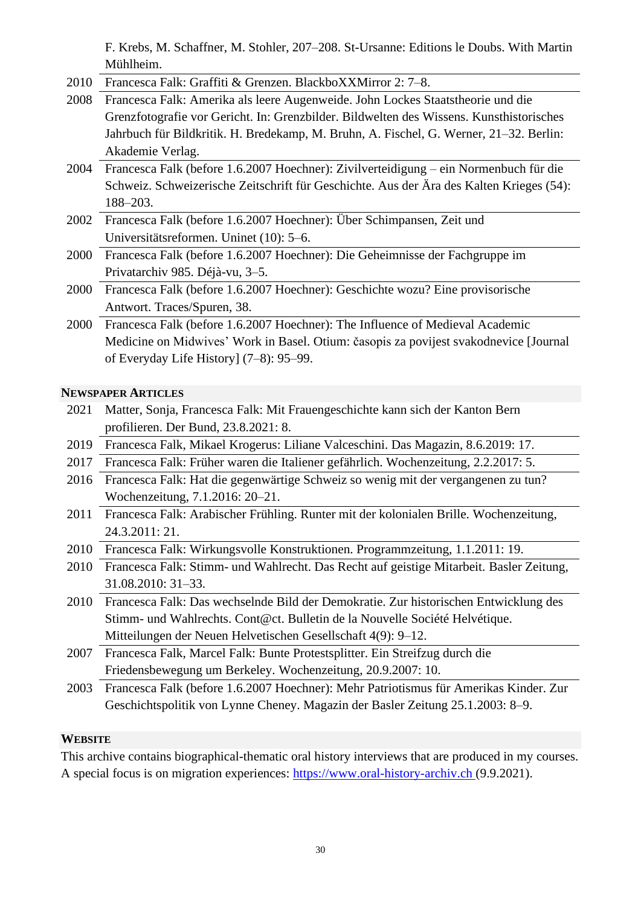| | |
|---|---|
| | F. Krebs, M. Schaffner, M. Stohler, 207–208. St-Ursanne: Editions le Doubs. With Martin Mühlheim. |
| 2010 | Francesca Falk: Graffiti & Grenzen. BlackboXXMirror 2: 7–8. |
| 2008 | Francesca Falk: Amerika als leere Augenweide. John Lockes Staatstheorie und die Grenzfotografie vor Gericht. In: Grenzbilder. Bildwelten des Wissens. Kunsthistorisches Jahrbuch für Bildkritik. H. Bredekamp, M. Bruhn, A. Fischel, G. Werner, 21–32. Berlin: Akademie Verlag. |
| 2004 | Francesca Falk (before 1.6.2007 Hoechner): Zivilverteidigung – ein Normenbuch für die Schweiz. Schweizerische Zeitschrift für Geschichte. Aus der Ära des Kalten Krieges (54): 188–203. |
| 2002 | Francesca Falk (before 1.6.2007 Hoechner): Über Schimpansen, Zeit und Universitätsreformen. Uninet (10): 5–6. |
| 2000 | Francesca Falk (before 1.6.2007 Hoechner): Die Geheimnisse der Fachgruppe im Privatarchiv 985. Déjà-vu, 3–5. |
| 2000 | Francesca Falk (before 1.6.2007 Hoechner): Geschichte wozu? Eine provisorische Antwort. Traces/Spuren, 38. |
| 2000 | Francesca Falk (before 1.6.2007 Hoechner): The Influence of Medieval Academic Medicine on Midwives' Work in Basel. Otium: časopis za povijest svakodnevice [Journal of Everyday Life History] (7–8): 95–99. |

## Newspaper Articles

| | |
|---|---|
| 2021 | Matter, Sonja, Francesca Falk: Mit Frauengeschichte kann sich der Kanton Bern profilieren. Der Bund, 23.8.2021: 8. |
| 2019 | Francesca Falk, Mikael Krogerus: Liliane Valceschini. Das Magazin, 8.6.2019: 17. |
| 2017 | Francesca Falk: Früher waren die Italiener gefährlich. Wochenzeitung, 2.2.2017: 5. |
| 2016 | Francesca Falk: Hat die gegenwärtige Schweiz so wenig mit der vergangenen zu tun? Wochenzeitung, 7.1.2016: 20–21. |
| 2011 | Francesca Falk: Arabischer Frühling. Runter mit der kolonialen Brille. Wochenzeitung, 24.3.2011: 21. |
| 2010 | Francesca Falk: Wirkungsvolle Konstruktionen. Programmzeitung, 1.1.2011: 19. |
| 2010 | Francesca Falk: Stimm- und Wahlrecht. Das Recht auf geistige Mitarbeit. Basler Zeitung, 31.08.2010: 31–33. |
| 2010 | Francesca Falk: Das wechselnde Bild der Demokratie. Zur historischen Entwicklung des Stimm- und Wahlrechts. Cont@ct. Bulletin de la Nouvelle Société Helvétique. Mitteilungen der Neuen Helvetischen Gesellschaft 4(9): 9–12. |
| 2007 | Francesca Falk, Marcel Falk: Bunte Protestsplitter. Ein Streifzug durch die Friedensbewegung um Berkeley. Wochenzeitung, 20.9.2007: 10. |
| 2003 | Francesca Falk (before 1.6.2007 Hoechner): Mehr Patriotismus für Amerikas Kinder. Zur Geschichtspolitik von Lynne Cheney. Magazin der Basler Zeitung 25.1.2003: 8–9. |

## Website

This archive contains biographical-thematic oral history interviews that are produced in my courses. A special focus is on migration experiences: https://www.oral-history-archiv.ch (9.9.2021).